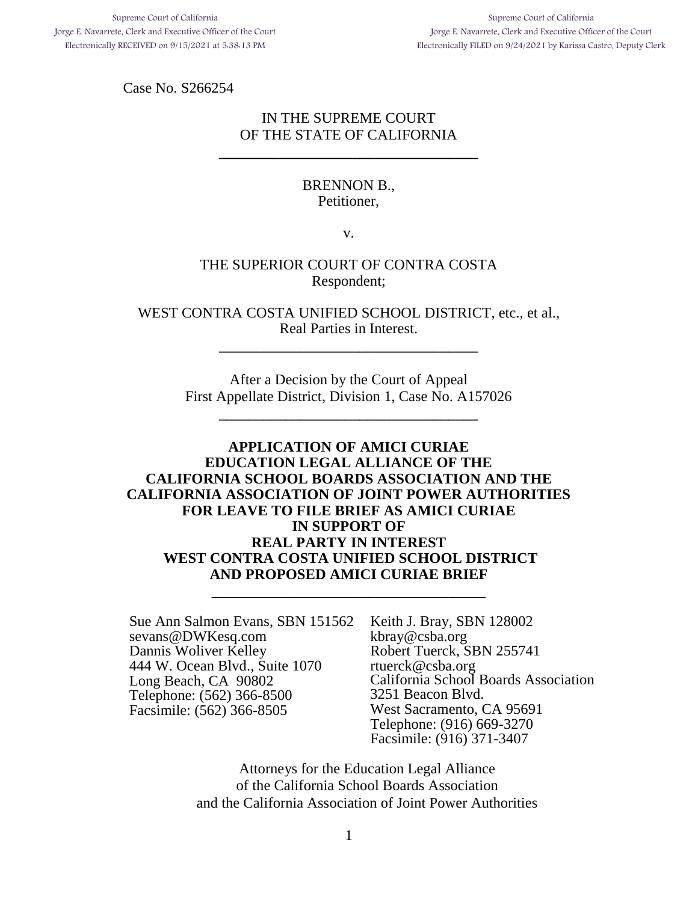Supreme Court of California
Jorge E. Navarrete, Clerk and Executive Officer of the Court
Electronically RECEIVED on 9/15/2021 at 5:38:13 PM

Supreme Court of California
Jorge E. Navarrete, Clerk and Executive Officer of the Court
Electronically FILED on 9/24/2021 by Karissa Castro, Deputy Clerk

Case No. S266254

IN THE SUPREME COURT
OF THE STATE OF CALIFORNIA

---

BRENNON B.,
Petitioner,

v.

THE SUPERIOR COURT OF CONTRA COSTA
Respondent;

WEST CONTRA COSTA UNIFIED SCHOOL DISTRICT, etc., et al.,
Real Parties in Interest.

---

After a Decision by the Court of Appeal
First Appellate District, Division 1, Case No. A157026

---

**APPLICATION OF AMICI CURIAE
EDUCATION LEGAL ALLIANCE OF THE
CALIFORNIA SCHOOL BOARDS ASSOCIATION AND THE
CALIFORNIA ASSOCIATION OF JOINT POWER AUTHORITIES
FOR LEAVE TO FILE BRIEF AS AMICI CURIAE
IN SUPPORT OF
REAL PARTY IN INTEREST
WEST CONTRA COSTA UNIFIED SCHOOL DISTRICT
AND PROPOSED AMICI CURIAE BRIEF**

---

Sue Ann Salmon Evans, SBN 151562
sevans@DWKesq.com
Dannis Woliver Kelley
444 W. Ocean Blvd., Suite 1070
Long Beach, CA 90802
Telephone: (562) 366-8500
Facsimile: (562) 366-8505

Keith J. Bray, SBN 128002
kbray@csba.org
Robert Tuerck, SBN 255741
rtuerck@csba.org
California School Boards Association
3251 Beacon Blvd.
West Sacramento, CA 95691
Telephone: (916) 669-3270
Facsimile: (916) 371-3407

Attorneys for the Education Legal Alliance
of the California School Boards Association
and the California Association of Joint Power Authorities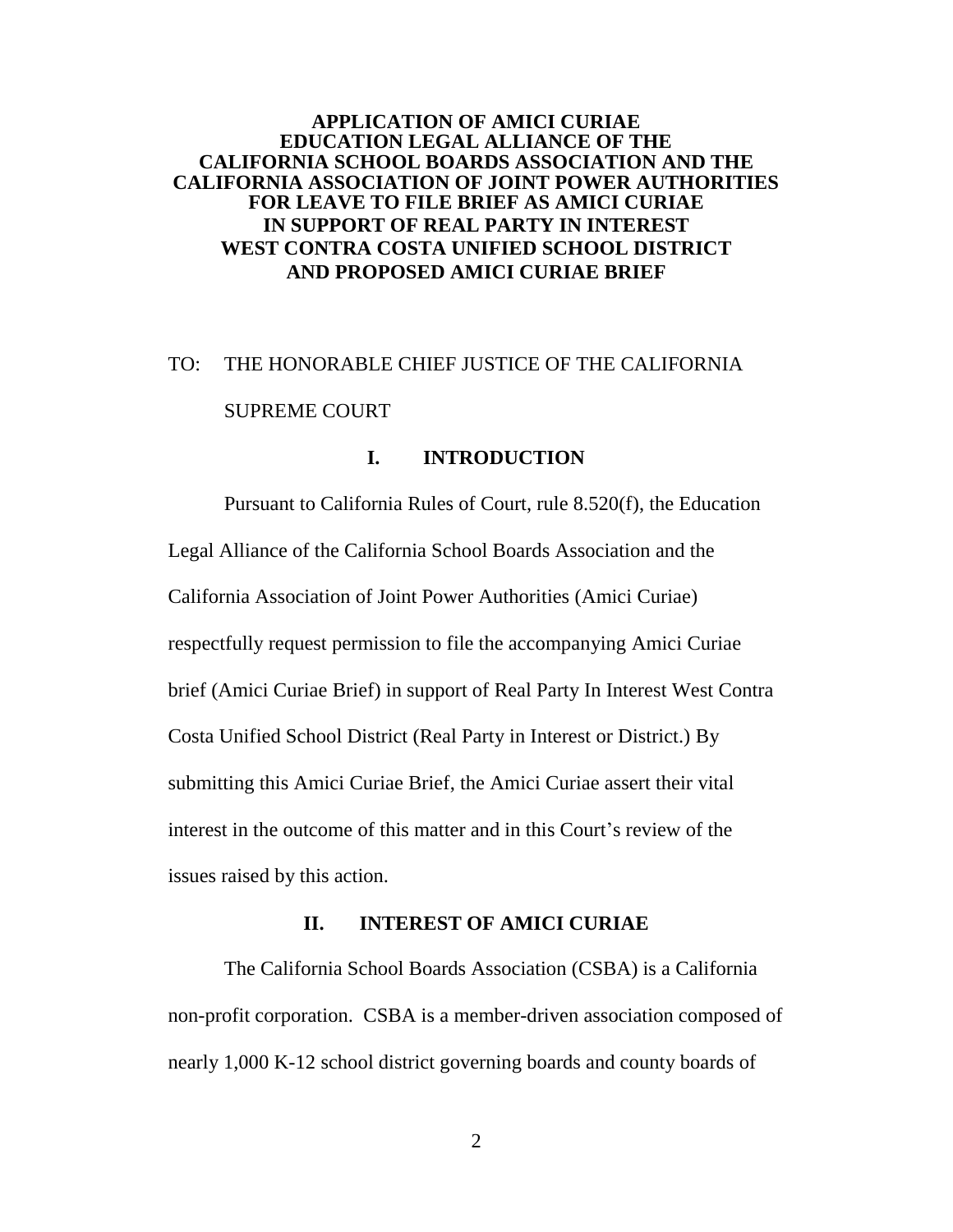**APPLICATION OF AMICI CURIAE EDUCATION LEGAL ALLIANCE OF THE CALIFORNIA SCHOOL BOARDS ASSOCIATION AND THE CALIFORNIA ASSOCIATION OF JOINT POWER AUTHORITIES FOR LEAVE TO FILE BRIEF AS AMICI CURIAE IN SUPPORT OF REAL PARTY IN INTEREST WEST CONTRA COSTA UNIFIED SCHOOL DISTRICT AND PROPOSED AMICI CURIAE BRIEF**

TO: THE HONORABLE CHIEF JUSTICE OF THE CALIFORNIA SUPREME COURT

## I. INTRODUCTION

Pursuant to California Rules of Court, rule 8.520(f), the Education Legal Alliance of the California School Boards Association and the California Association of Joint Power Authorities (Amici Curiae) respectfully request permission to file the accompanying Amici Curiae brief (Amici Curiae Brief) in support of Real Party In Interest West Contra Costa Unified School District (Real Party in Interest or District.) By submitting this Amici Curiae Brief, the Amici Curiae assert their vital interest in the outcome of this matter and in this Court's review of the issues raised by this action.

## II. INTEREST OF AMICI CURIAE

The California School Boards Association (CSBA) is a California non-profit corporation. CSBA is a member-driven association composed of nearly 1,000 K-12 school district governing boards and county boards of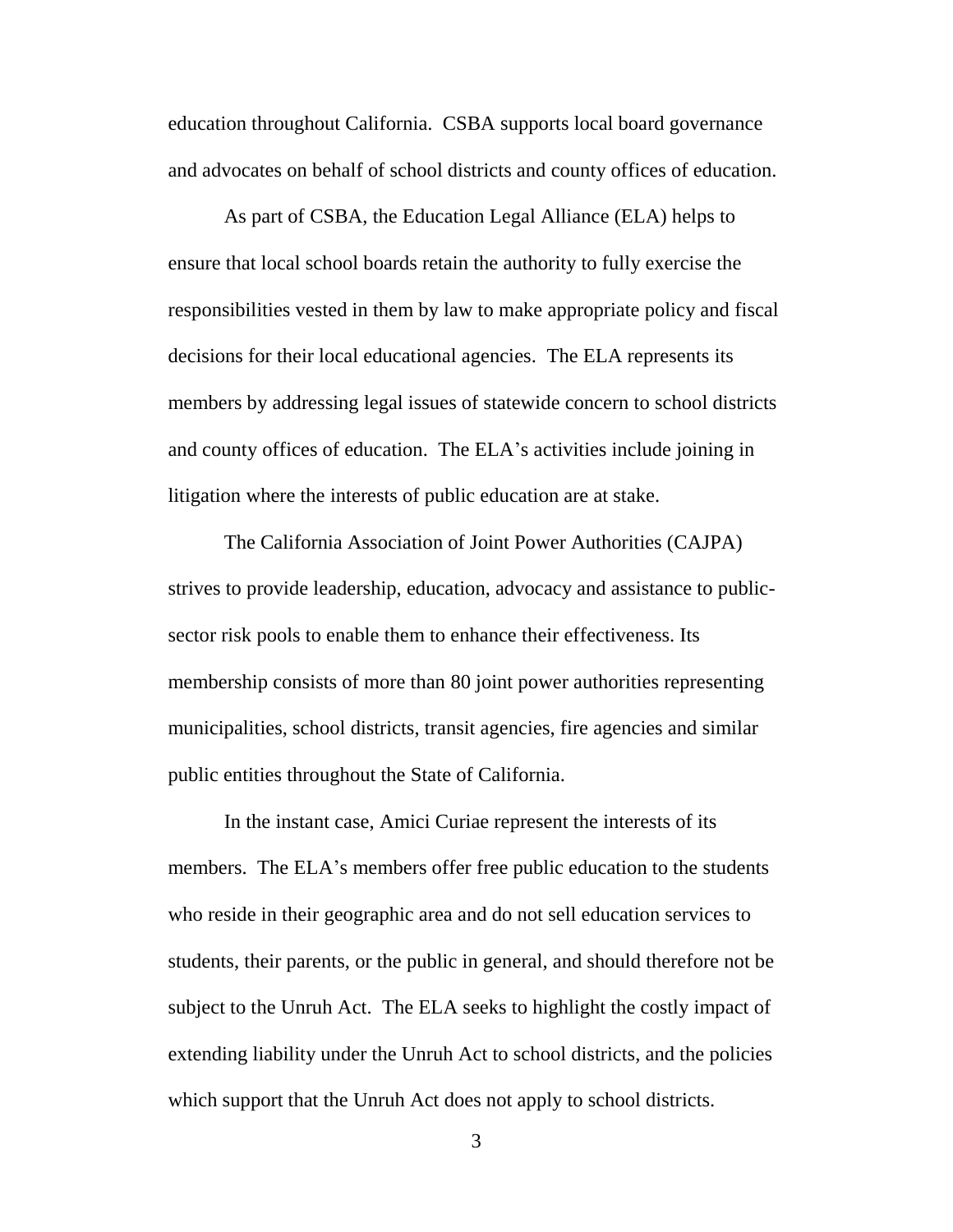education throughout California. CSBA supports local board governance and advocates on behalf of school districts and county offices of education.

As part of CSBA, the Education Legal Alliance (ELA) helps to ensure that local school boards retain the authority to fully exercise the responsibilities vested in them by law to make appropriate policy and fiscal decisions for their local educational agencies. The ELA represents its members by addressing legal issues of statewide concern to school districts and county offices of education. The ELA's activities include joining in litigation where the interests of public education are at stake.

The California Association of Joint Power Authorities (CAJPA) strives to provide leadership, education, advocacy and assistance to public-sector risk pools to enable them to enhance their effectiveness. Its membership consists of more than 80 joint power authorities representing municipalities, school districts, transit agencies, fire agencies and similar public entities throughout the State of California.

In the instant case, Amici Curiae represent the interests of its members. The ELA's members offer free public education to the students who reside in their geographic area and do not sell education services to students, their parents, or the public in general, and should therefore not be subject to the Unruh Act. The ELA seeks to highlight the costly impact of extending liability under the Unruh Act to school districts, and the policies which support that the Unruh Act does not apply to school districts.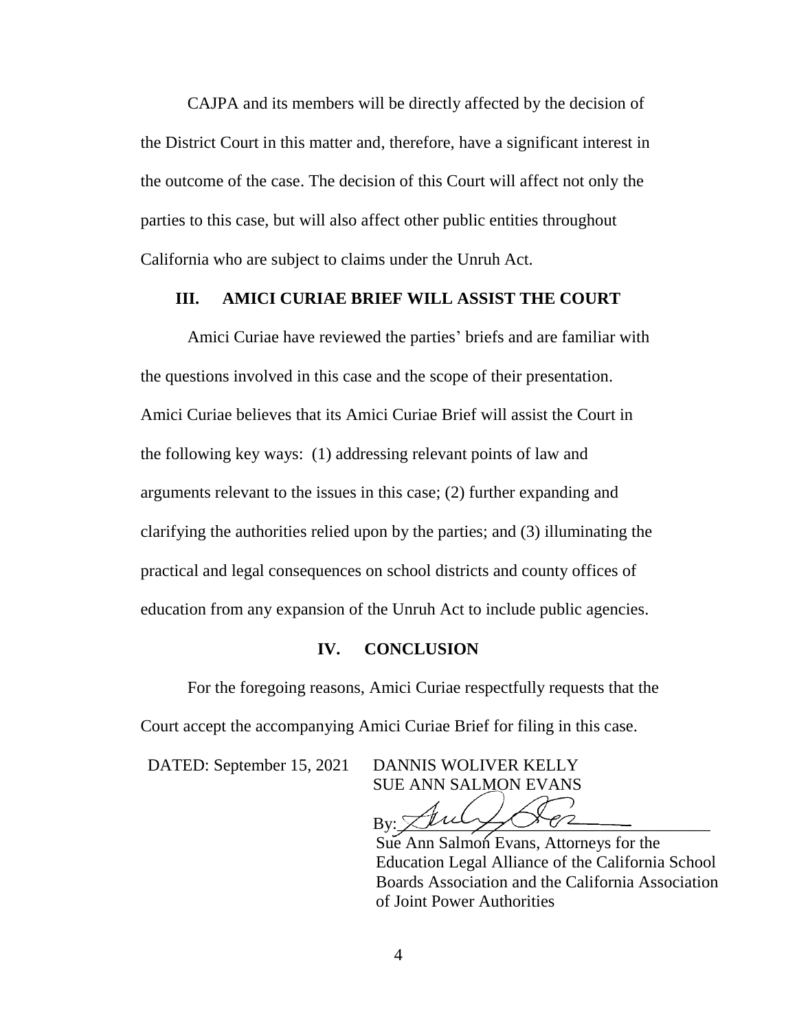CAJPA and its members will be directly affected by the decision of the District Court in this matter and, therefore, have a significant interest in the outcome of the case. The decision of this Court will affect not only the parties to this case, but will also affect other public entities throughout California who are subject to claims under the Unruh Act.

## III. AMICI CURIAE BRIEF WILL ASSIST THE COURT

Amici Curiae have reviewed the parties' briefs and are familiar with the questions involved in this case and the scope of their presentation. Amici Curiae believes that its Amici Curiae Brief will assist the Court in the following key ways: (1) addressing relevant points of law and arguments relevant to the issues in this case; (2) further expanding and clarifying the authorities relied upon by the parties; and (3) illuminating the practical and legal consequences on school districts and county offices of education from any expansion of the Unruh Act to include public agencies.

## IV. CONCLUSION

For the foregoing reasons, Amici Curiae respectfully requests that the Court accept the accompanying Amici Curiae Brief for filing in this case.

DATED: September 15, 2021

DANNIS WOLIVER KELLY
SUE ANN SALMON EVANS

By: ______________________

Sue Ann Salmon Evans, Attorneys for the Education Legal Alliance of the California School Boards Association and the California Association of Joint Power Authorities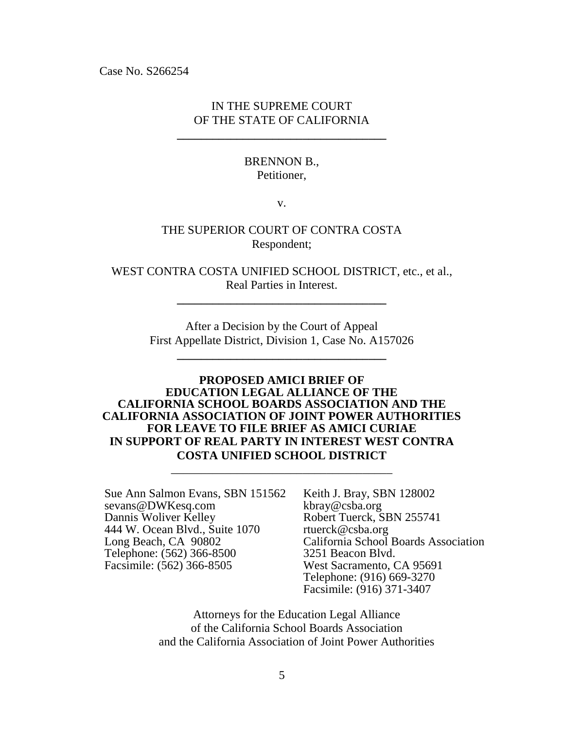Case No. S266254

IN THE SUPREME COURT
OF THE STATE OF CALIFORNIA

---

BRENNON B.,
Petitioner,

v.

THE SUPERIOR COURT OF CONTRA COSTA
Respondent;

WEST CONTRA COSTA UNIFIED SCHOOL DISTRICT, etc., et al.,
Real Parties in Interest.

---

After a Decision by the Court of Appeal
First Appellate District, Division 1, Case No. A157026

---

**PROPOSED AMICI BRIEF OF EDUCATION LEGAL ALLIANCE OF THE CALIFORNIA SCHOOL BOARDS ASSOCIATION AND THE CALIFORNIA ASSOCIATION OF JOINT POWER AUTHORITIES FOR LEAVE TO FILE BRIEF AS AMICI CURIAE IN SUPPORT OF REAL PARTY IN INTEREST WEST CONTRA COSTA UNIFIED SCHOOL DISTRICT**

---

Sue Ann Salmon Evans, SBN 151562
sevans@DWKesq.com
Dannis Woliver Kelley
444 W. Ocean Blvd., Suite 1070
Long Beach, CA 90802
Telephone: (562) 366-8500
Facsimile: (562) 366-8505

Keith J. Bray, SBN 128002
kbray@csba.org
Robert Tuerck, SBN 255741
rtuerck@csba.org
California School Boards Association
3251 Beacon Blvd.
West Sacramento, CA 95691
Telephone: (916) 669-3270
Facsimile: (916) 371-3407

Attorneys for the Education Legal Alliance
of the California School Boards Association
and the California Association of Joint Power Authorities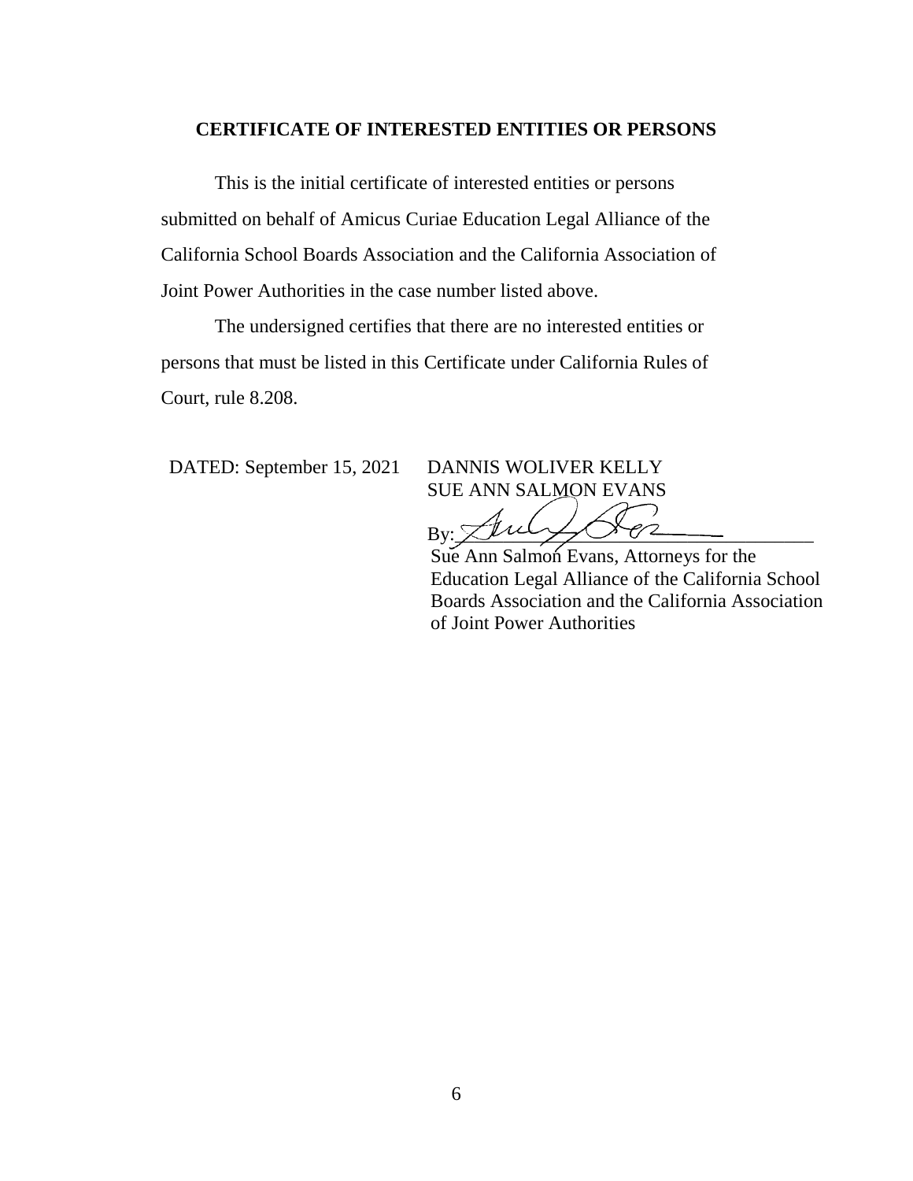## CERTIFICATE OF INTERESTED ENTITIES OR PERSONS

This is the initial certificate of interested entities or persons submitted on behalf of Amicus Curiae Education Legal Alliance of the California School Boards Association and the California Association of Joint Power Authorities in the case number listed above.

The undersigned certifies that there are no interested entities or persons that must be listed in this Certificate under California Rules of Court, rule 8.208.

DATED: September 15, 2021

DANNIS WOLIVER KELLY
SUE ANN SALMON EVANS

By: ______________________________

Sue Ann Salmon Evans, Attorneys for the Education Legal Alliance of the California School Boards Association and the California Association of Joint Power Authorities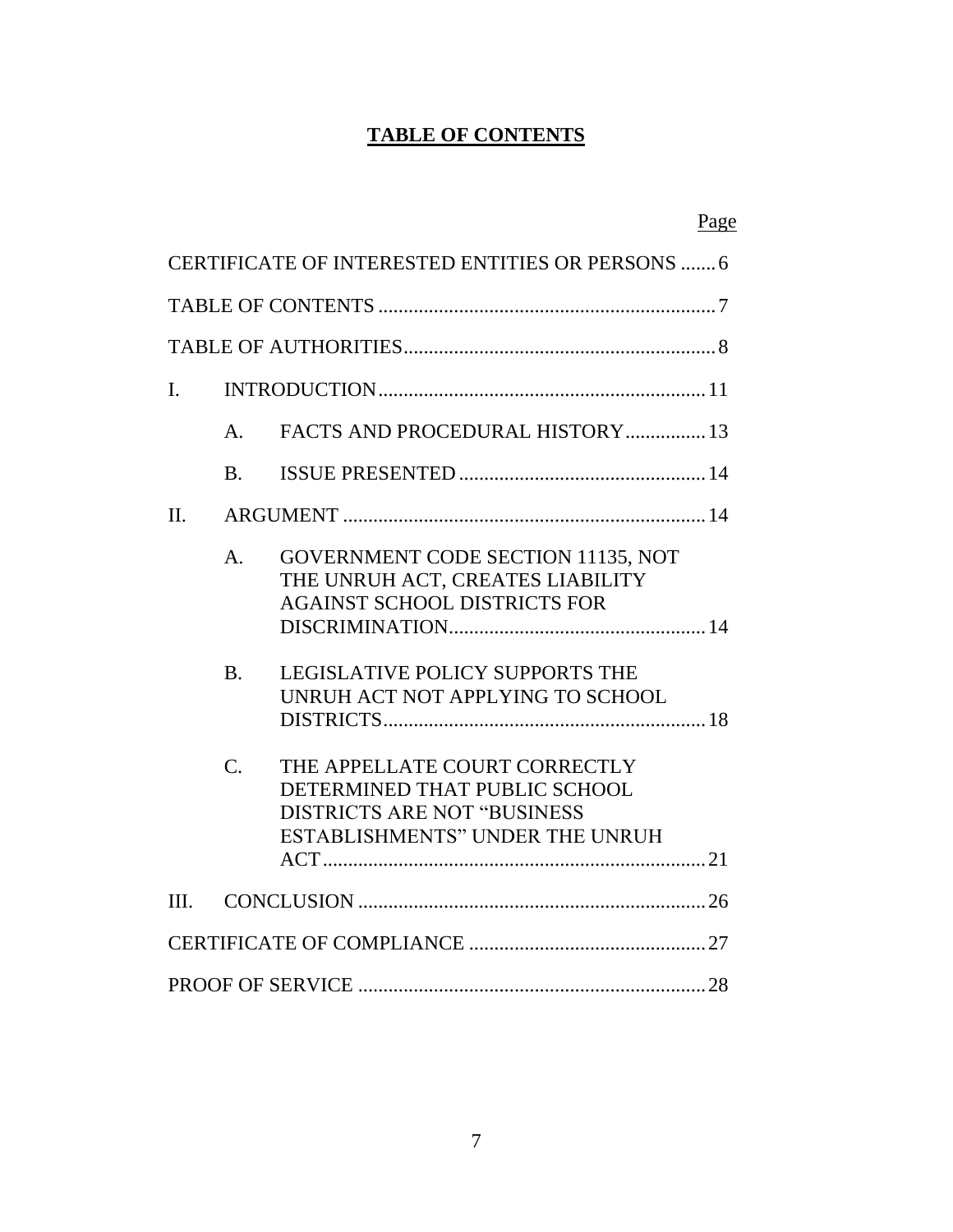# TABLE OF CONTENTS

| | | | Page |
|---|---|---|---|
| CERTIFICATE OF INTERESTED ENTITIES OR PERSONS | | | 6 |
| TABLE OF CONTENTS | | | 7 |
| TABLE OF AUTHORITIES | | | 8 |
| I. | INTRODUCTION | | 11 |
| | A. | FACTS AND PROCEDURAL HISTORY | 13 |
| | B. | ISSUE PRESENTED | 14 |
| II. | ARGUMENT | | 14 |
| | A. | GOVERNMENT CODE SECTION 11135, NOT THE UNRUH ACT, CREATES LIABILITY AGAINST SCHOOL DISTRICTS FOR DISCRIMINATION | 14 |
| | B. | LEGISLATIVE POLICY SUPPORTS THE UNRUH ACT NOT APPLYING TO SCHOOL DISTRICTS | 18 |
| | C. | THE APPELLATE COURT CORRECTLY DETERMINED THAT PUBLIC SCHOOL DISTRICTS ARE NOT "BUSINESS ESTABLISHMENTS" UNDER THE UNRUH ACT | 21 |
| III. | CONCLUSION | | 26 |
| CERTIFICATE OF COMPLIANCE | | | 27 |
| PROOF OF SERVICE | | | 28 |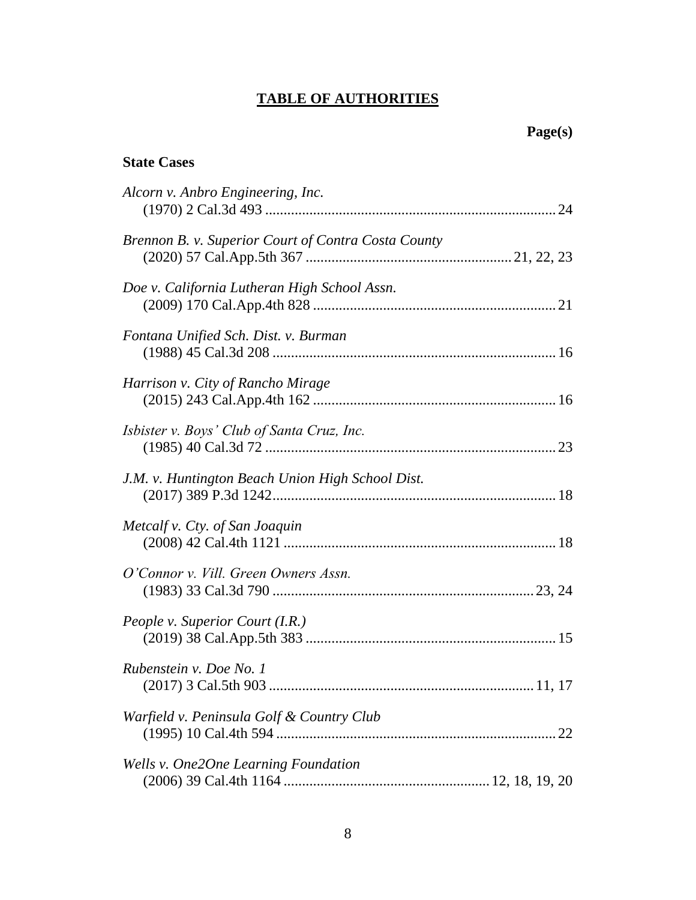# **TABLE OF AUTHORITIES**

**Page(s)**

**State Cases**

*Alcorn v. Anbro Engineering, Inc.*
(1970) 2 Cal.3d 493 ............................................................................ 24

*Brennon B. v. Superior Court of Contra Costa County*
(2020) 57 Cal.App.5th 367 ...................................................... 21, 22, 23

*Doe v. California Lutheran High School Assn.*
(2009) 170 Cal.App.4th 828 ................................................................ 21

*Fontana Unified Sch. Dist. v. Burman*
(1988) 45 Cal.3d 208 ........................................................................... 16

*Harrison v. City of Rancho Mirage*
(2015) 243 Cal.App.4th 162 ................................................................ 16

*Isbister v. Boys' Club of Santa Cruz, Inc.*
(1985) 40 Cal.3d 72 ............................................................................. 23

*J.M. v. Huntington Beach Union High School Dist.*
(2017) 389 P.3d 1242........................................................................... 18

*Metcalf v. Cty. of San Joaquin*
(2008) 42 Cal.4th 1121 ......................................................................... 18

*O'Connor v. Vill. Green Owners Assn.*
(1983) 33 Cal.3d 790 ...................................................................... 23, 24

*People v. Superior Court (I.R.)*
(2019) 38 Cal.App.5th 383 .................................................................. 15

*Rubenstein v. Doe No. 1*
(2017) 3 Cal.5th 903 ....................................................................... 11, 17

*Warfield v. Peninsula Golf & Country Club*
(1995) 10 Cal.4th 594 ........................................................................... 22

*Wells v. One2One Learning Foundation*
(2006) 39 Cal.4th 1164 ...................................................... 12, 18, 19, 20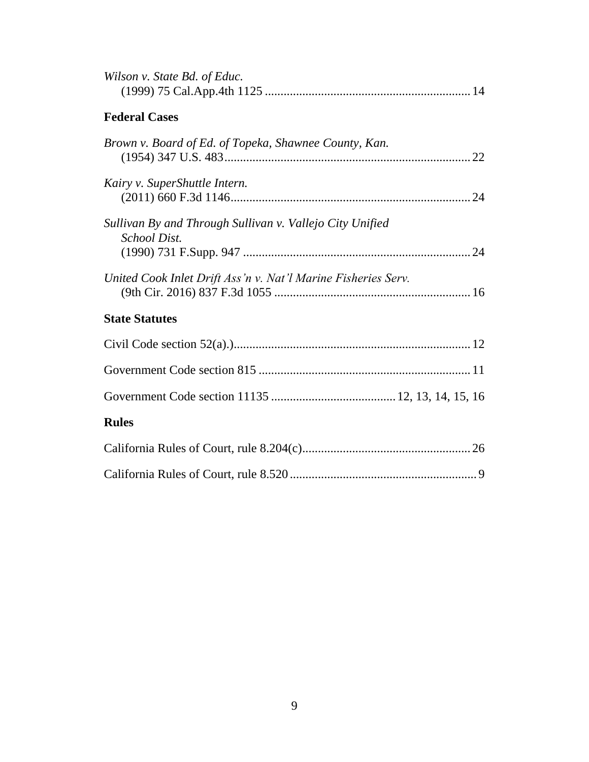*Wilson v. State Bd. of Educ.*
(1999) 75 Cal.App.4th 1125 ................................................................. 14

### Federal Cases

*Brown v. Board of Ed. of Topeka, Shawnee County, Kan.*
(1954) 347 U.S. 483.............................................................................. 22

*Kairy v. SuperShuttle Intern.*
(2011) 660 F.3d 1146............................................................................. 24

*Sullivan By and Through Sullivan v. Vallejo City Unified School Dist.*
(1990) 731 F.Supp. 947 ......................................................................... 24

*United Cook Inlet Drift Ass'n v. Nat'l Marine Fisheries Serv.*
(9th Cir. 2016) 837 F.3d 1055 .............................................................. 16

### State Statutes

Civil Code section 52(a).)........................................................................... 12

Government Code section 815 ................................................................... 11

Government Code section 11135 ....................................... 12, 13, 14, 15, 16

### Rules

California Rules of Court, rule 8.204(c)..................................................... 26

California Rules of Court, rule 8.520 ........................................................... 9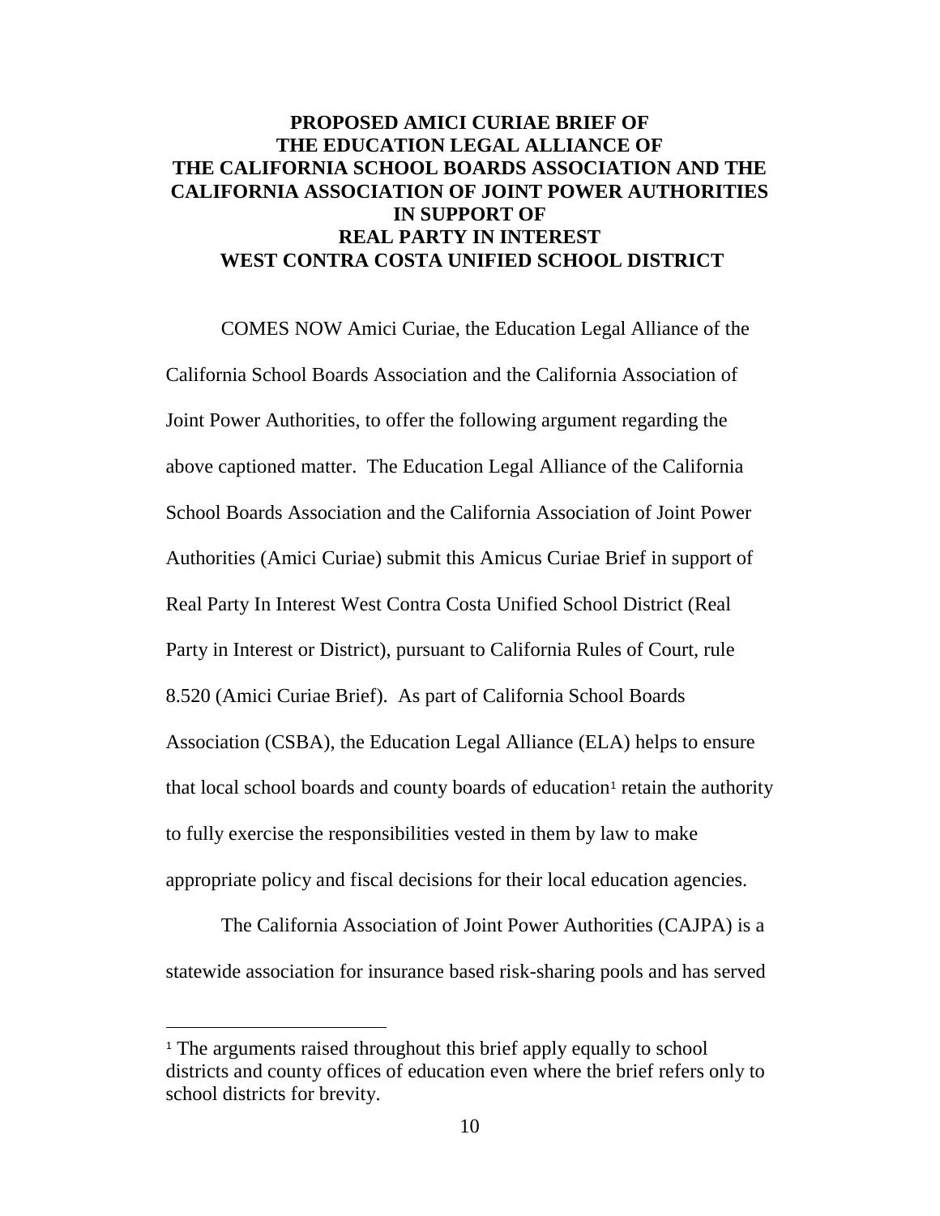# PROPOSED AMICI CURIAE BRIEF OF THE EDUCATION LEGAL ALLIANCE OF THE CALIFORNIA SCHOOL BOARDS ASSOCIATION AND THE CALIFORNIA ASSOCIATION OF JOINT POWER AUTHORITIES IN SUPPORT OF REAL PARTY IN INTEREST WEST CONTRA COSTA UNIFIED SCHOOL DISTRICT

COMES NOW Amici Curiae, the Education Legal Alliance of the California School Boards Association and the California Association of Joint Power Authorities, to offer the following argument regarding the above captioned matter. The Education Legal Alliance of the California School Boards Association and the California Association of Joint Power Authorities (Amici Curiae) submit this Amicus Curiae Brief in support of Real Party In Interest West Contra Costa Unified School District (Real Party in Interest or District), pursuant to California Rules of Court, rule 8.520 (Amici Curiae Brief). As part of California School Boards Association (CSBA), the Education Legal Alliance (ELA) helps to ensure that local school boards and county boards of education[1] retain the authority to fully exercise the responsibilities vested in them by law to make appropriate policy and fiscal decisions for their local education agencies.

The California Association of Joint Power Authorities (CAJPA) is a statewide association for insurance based risk-sharing pools and has served

---

[1] The arguments raised throughout this brief apply equally to school districts and county offices of education even where the brief refers only to school districts for brevity.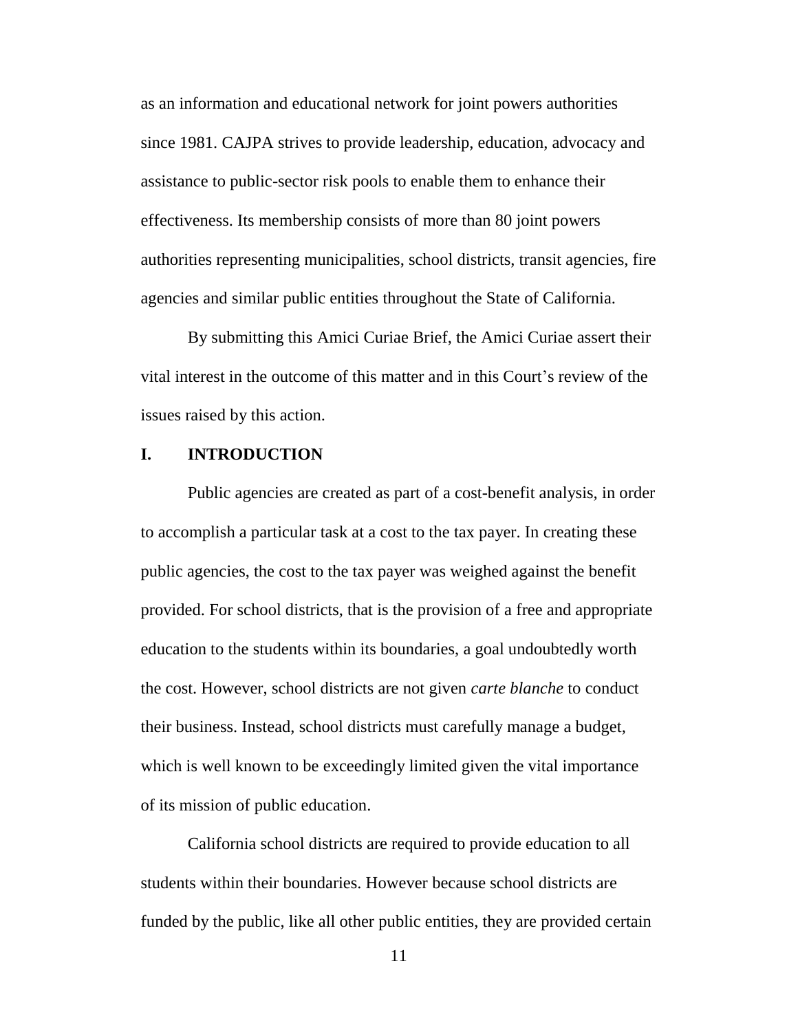as an information and educational network for joint powers authorities since 1981. CAJPA strives to provide leadership, education, advocacy and assistance to public-sector risk pools to enable them to enhance their effectiveness. Its membership consists of more than 80 joint powers authorities representing municipalities, school districts, transit agencies, fire agencies and similar public entities throughout the State of California.

By submitting this Amici Curiae Brief, the Amici Curiae assert their vital interest in the outcome of this matter and in this Court's review of the issues raised by this action.

## I. INTRODUCTION

Public agencies are created as part of a cost-benefit analysis, in order to accomplish a particular task at a cost to the tax payer. In creating these public agencies, the cost to the tax payer was weighed against the benefit provided. For school districts, that is the provision of a free and appropriate education to the students within its boundaries, a goal undoubtedly worth the cost. However, school districts are not given *carte blanche* to conduct their business. Instead, school districts must carefully manage a budget, which is well known to be exceedingly limited given the vital importance of its mission of public education.

California school districts are required to provide education to all students within their boundaries. However because school districts are funded by the public, like all other public entities, they are provided certain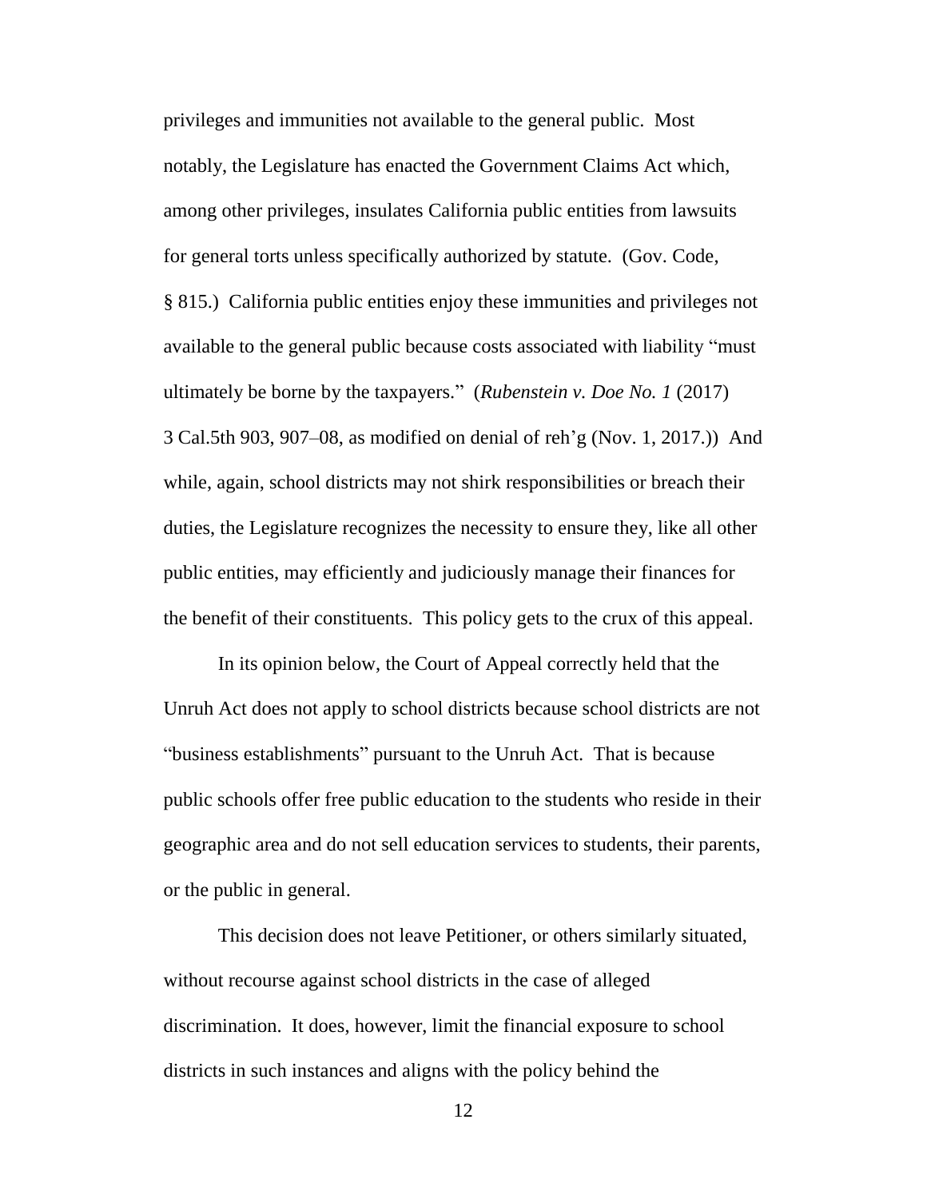privileges and immunities not available to the general public. Most notably, the Legislature has enacted the Government Claims Act which, among other privileges, insulates California public entities from lawsuits for general torts unless specifically authorized by statute. (Gov. Code, § 815.) California public entities enjoy these immunities and privileges not available to the general public because costs associated with liability "must ultimately be borne by the taxpayers." (*Rubenstein v. Doe No. 1* (2017) 3 Cal.5th 903, 907–08, as modified on denial of reh'g (Nov. 1, 2017.)) And while, again, school districts may not shirk responsibilities or breach their duties, the Legislature recognizes the necessity to ensure they, like all other public entities, may efficiently and judiciously manage their finances for the benefit of their constituents. This policy gets to the crux of this appeal.

In its opinion below, the Court of Appeal correctly held that the Unruh Act does not apply to school districts because school districts are not "business establishments" pursuant to the Unruh Act. That is because public schools offer free public education to the students who reside in their geographic area and do not sell education services to students, their parents, or the public in general.

This decision does not leave Petitioner, or others similarly situated, without recourse against school districts in the case of alleged discrimination. It does, however, limit the financial exposure to school districts in such instances and aligns with the policy behind the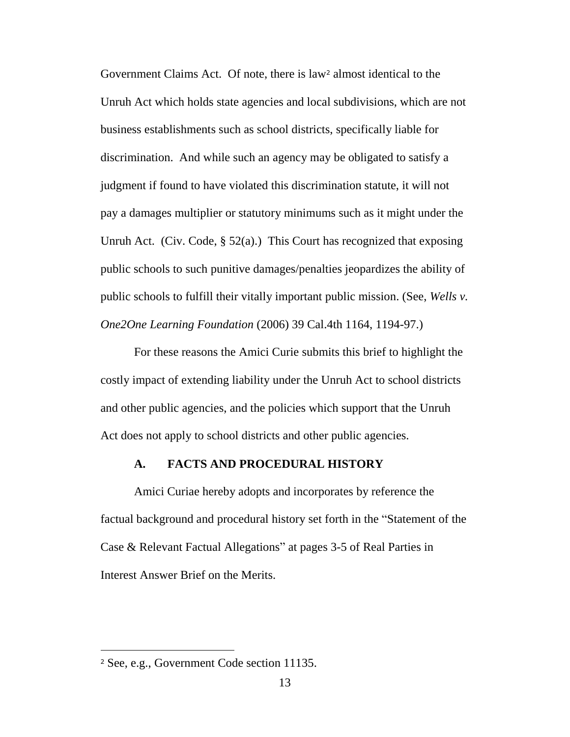Government Claims Act. Of note, there is law[2] almost identical to the Unruh Act which holds state agencies and local subdivisions, which are not business establishments such as school districts, specifically liable for discrimination. And while such an agency may be obligated to satisfy a judgment if found to have violated this discrimination statute, it will not pay a damages multiplier or statutory minimums such as it might under the Unruh Act. (Civ. Code, § 52(a).) This Court has recognized that exposing public schools to such punitive damages/penalties jeopardizes the ability of public schools to fulfill their vitally important public mission. (See, *Wells v. One2One Learning Foundation* (2006) 39 Cal.4th 1164, 1194-97.)

For these reasons the Amici Curie submits this brief to highlight the costly impact of extending liability under the Unruh Act to school districts and other public agencies, and the policies which support that the Unruh Act does not apply to school districts and other public agencies.

### A. FACTS AND PROCEDURAL HISTORY

Amici Curiae hereby adopts and incorporates by reference the factual background and procedural history set forth in the "Statement of the Case & Relevant Factual Allegations" at pages 3-5 of Real Parties in Interest Answer Brief on the Merits.

---

[2] See, e.g., Government Code section 11135.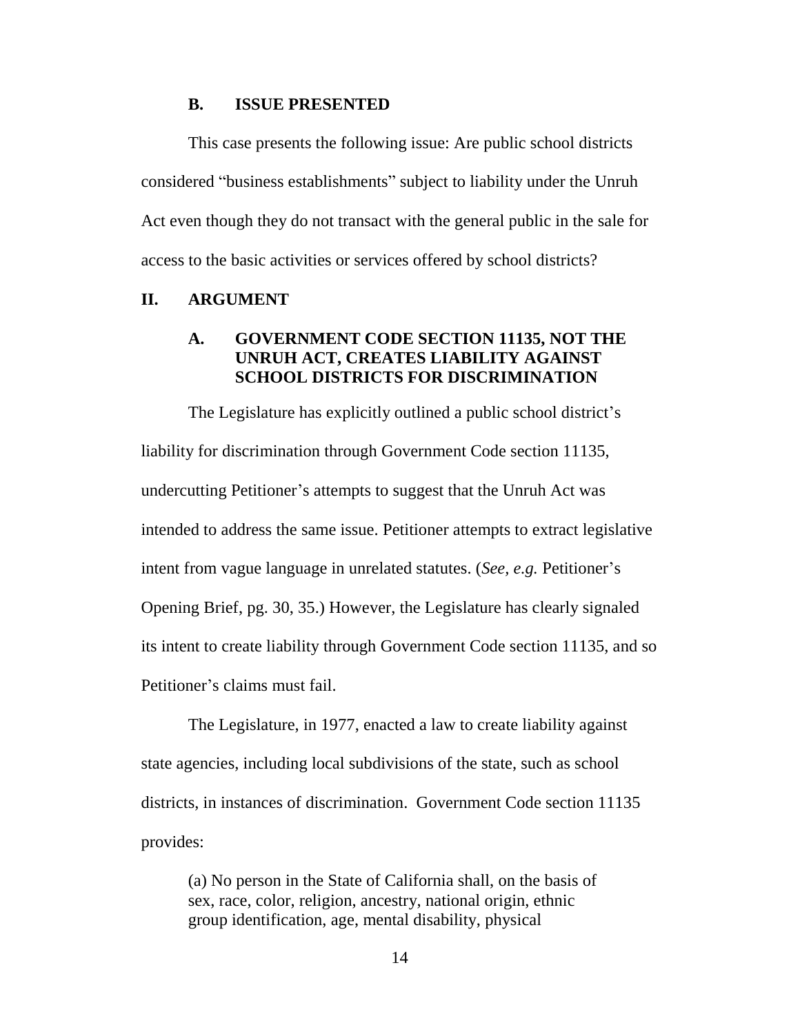### B. ISSUE PRESENTED

This case presents the following issue: Are public school districts considered "business establishments" subject to liability under the Unruh Act even though they do not transact with the general public in the sale for access to the basic activities or services offered by school districts?

## II. ARGUMENT

### A. GOVERNMENT CODE SECTION 11135, NOT THE UNRUH ACT, CREATES LIABILITY AGAINST SCHOOL DISTRICTS FOR DISCRIMINATION

The Legislature has explicitly outlined a public school district's liability for discrimination through Government Code section 11135, undercutting Petitioner's attempts to suggest that the Unruh Act was intended to address the same issue. Petitioner attempts to extract legislative intent from vague language in unrelated statutes. (*See, e.g.* Petitioner's Opening Brief, pg. 30, 35.) However, the Legislature has clearly signaled its intent to create liability through Government Code section 11135, and so Petitioner's claims must fail.

The Legislature, in 1977, enacted a law to create liability against state agencies, including local subdivisions of the state, such as school districts, in instances of discrimination. Government Code section 11135 provides:

> (a) No person in the State of California shall, on the basis of sex, race, color, religion, ancestry, national origin, ethnic group identification, age, mental disability, physical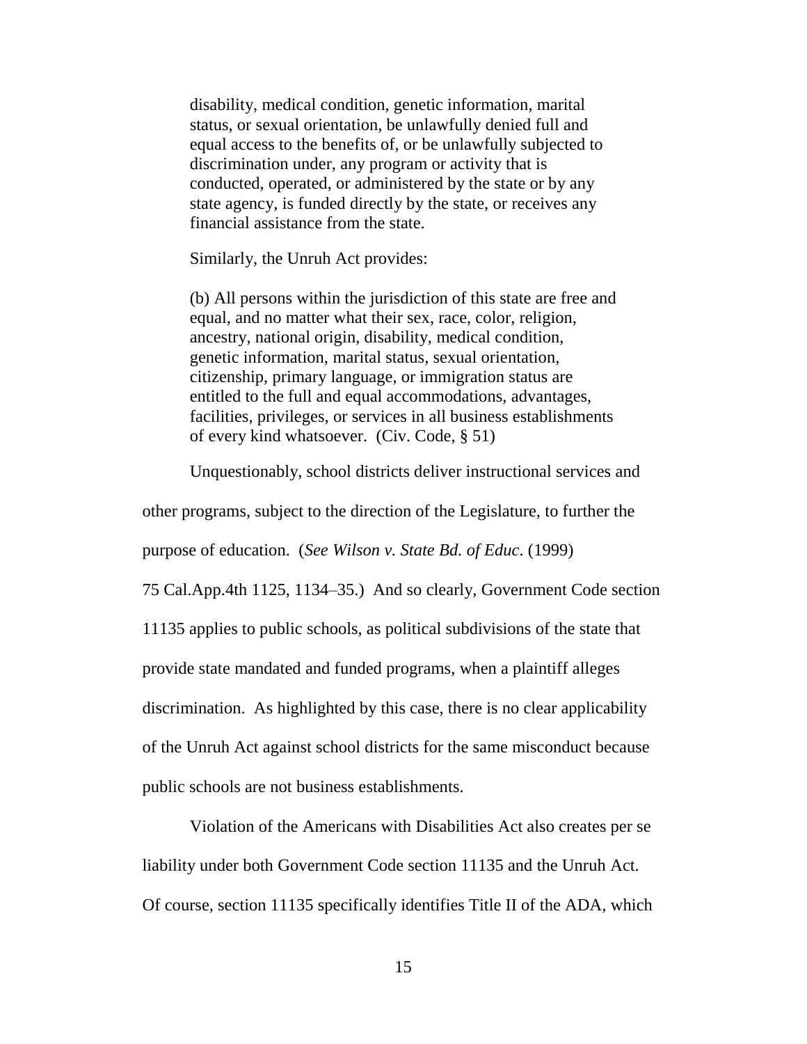> disability, medical condition, genetic information, marital status, or sexual orientation, be unlawfully denied full and equal access to the benefits of, or be unlawfully subjected to discrimination under, any program or activity that is conducted, operated, or administered by the state or by any state agency, is funded directly by the state, or receives any financial assistance from the state.

Similarly, the Unruh Act provides:

> (b) All persons within the jurisdiction of this state are free and equal, and no matter what their sex, race, color, religion, ancestry, national origin, disability, medical condition, genetic information, marital status, sexual orientation, citizenship, primary language, or immigration status are entitled to the full and equal accommodations, advantages, facilities, privileges, or services in all business establishments of every kind whatsoever. (Civ. Code, § 51)

Unquestionably, school districts deliver instructional services and other programs, subject to the direction of the Legislature, to further the purpose of education. (*See Wilson v. State Bd. of Educ*. (1999) 75 Cal.App.4th 1125, 1134–35.) And so clearly, Government Code section 11135 applies to public schools, as political subdivisions of the state that provide state mandated and funded programs, when a plaintiff alleges discrimination. As highlighted by this case, there is no clear applicability of the Unruh Act against school districts for the same misconduct because public schools are not business establishments.

Violation of the Americans with Disabilities Act also creates per se liability under both Government Code section 11135 and the Unruh Act. Of course, section 11135 specifically identifies Title II of the ADA, which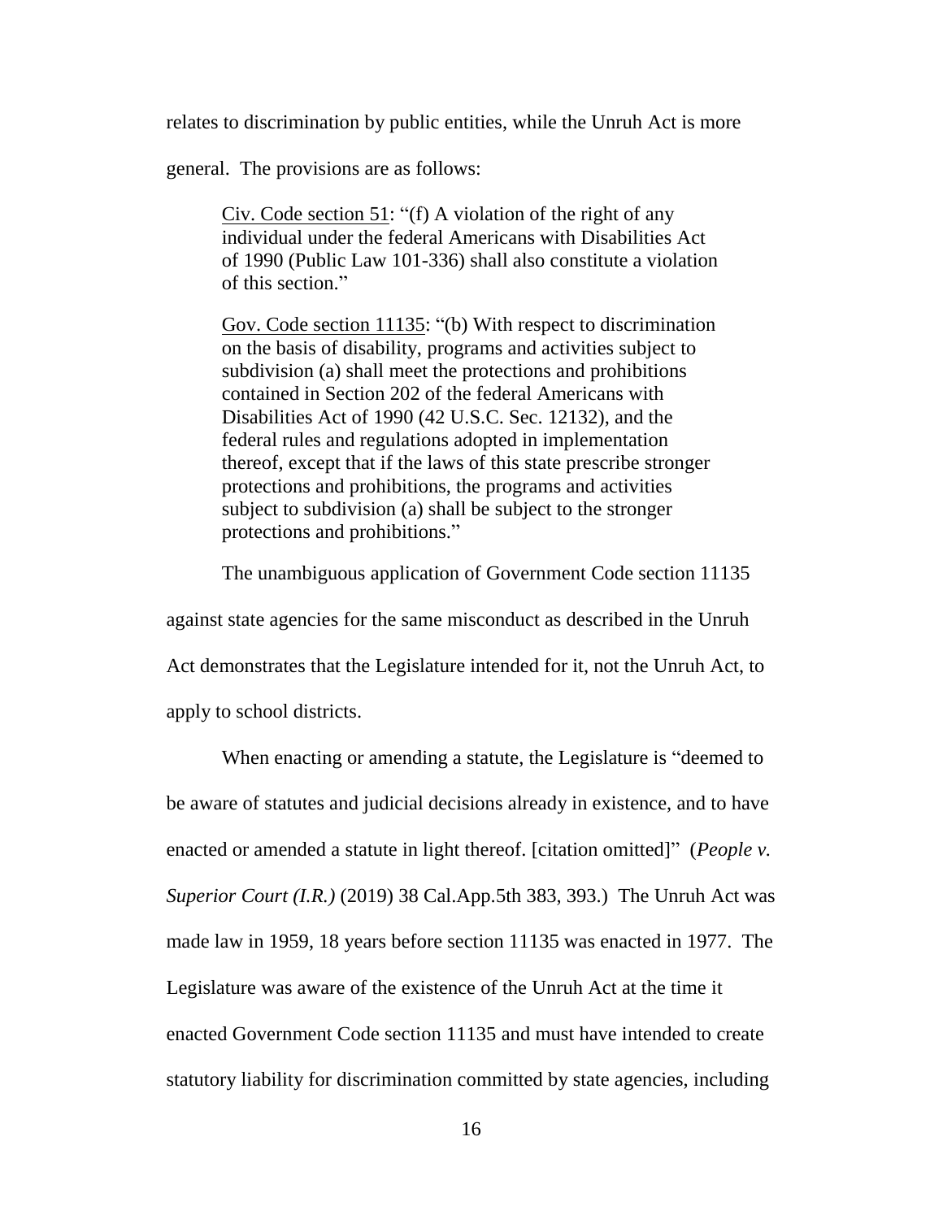relates to discrimination by public entities, while the Unruh Act is more general. The provisions are as follows:

> Civ. Code section 51: "(f) A violation of the right of any individual under the federal Americans with Disabilities Act of 1990 (Public Law 101-336) shall also constitute a violation of this section."
>
> Gov. Code section 11135: "(b) With respect to discrimination on the basis of disability, programs and activities subject to subdivision (a) shall meet the protections and prohibitions contained in Section 202 of the federal Americans with Disabilities Act of 1990 (42 U.S.C. Sec. 12132), and the federal rules and regulations adopted in implementation thereof, except that if the laws of this state prescribe stronger protections and prohibitions, the programs and activities subject to subdivision (a) shall be subject to the stronger protections and prohibitions."

The unambiguous application of Government Code section 11135 against state agencies for the same misconduct as described in the Unruh Act demonstrates that the Legislature intended for it, not the Unruh Act, to apply to school districts.

When enacting or amending a statute, the Legislature is "deemed to be aware of statutes and judicial decisions already in existence, and to have enacted or amended a statute in light thereof. [citation omitted]" (*People v. Superior Court (I.R.)* (2019) 38 Cal.App.5th 383, 393.) The Unruh Act was made law in 1959, 18 years before section 11135 was enacted in 1977. The Legislature was aware of the existence of the Unruh Act at the time it enacted Government Code section 11135 and must have intended to create statutory liability for discrimination committed by state agencies, including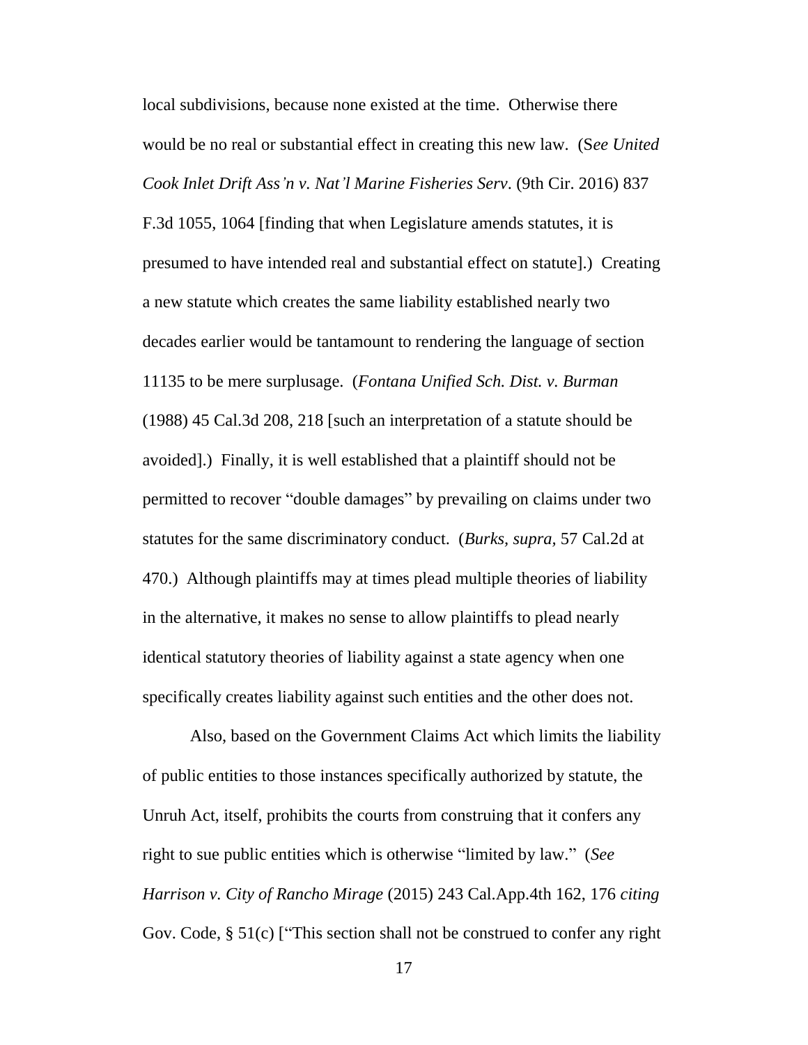local subdivisions, because none existed at the time. Otherwise there would be no real or substantial effect in creating this new law. (S*ee United Cook Inlet Drift Ass'n v. Nat'l Marine Fisheries Serv*. (9th Cir. 2016) 837 F.3d 1055, 1064 [finding that when Legislature amends statutes, it is presumed to have intended real and substantial effect on statute].) Creating a new statute which creates the same liability established nearly two decades earlier would be tantamount to rendering the language of section 11135 to be mere surplusage. (*Fontana Unified Sch. Dist. v. Burman* (1988) 45 Cal.3d 208, 218 [such an interpretation of a statute should be avoided].) Finally, it is well established that a plaintiff should not be permitted to recover "double damages" by prevailing on claims under two statutes for the same discriminatory conduct. (*Burks, supra,* 57 Cal.2d at 470.) Although plaintiffs may at times plead multiple theories of liability in the alternative, it makes no sense to allow plaintiffs to plead nearly identical statutory theories of liability against a state agency when one specifically creates liability against such entities and the other does not.

Also, based on the Government Claims Act which limits the liability of public entities to those instances specifically authorized by statute, the Unruh Act, itself, prohibits the courts from construing that it confers any right to sue public entities which is otherwise "limited by law." (*See Harrison v. City of Rancho Mirage* (2015) 243 Cal.App.4th 162, 176 *citing* Gov. Code, § 51(c) ["This section shall not be construed to confer any right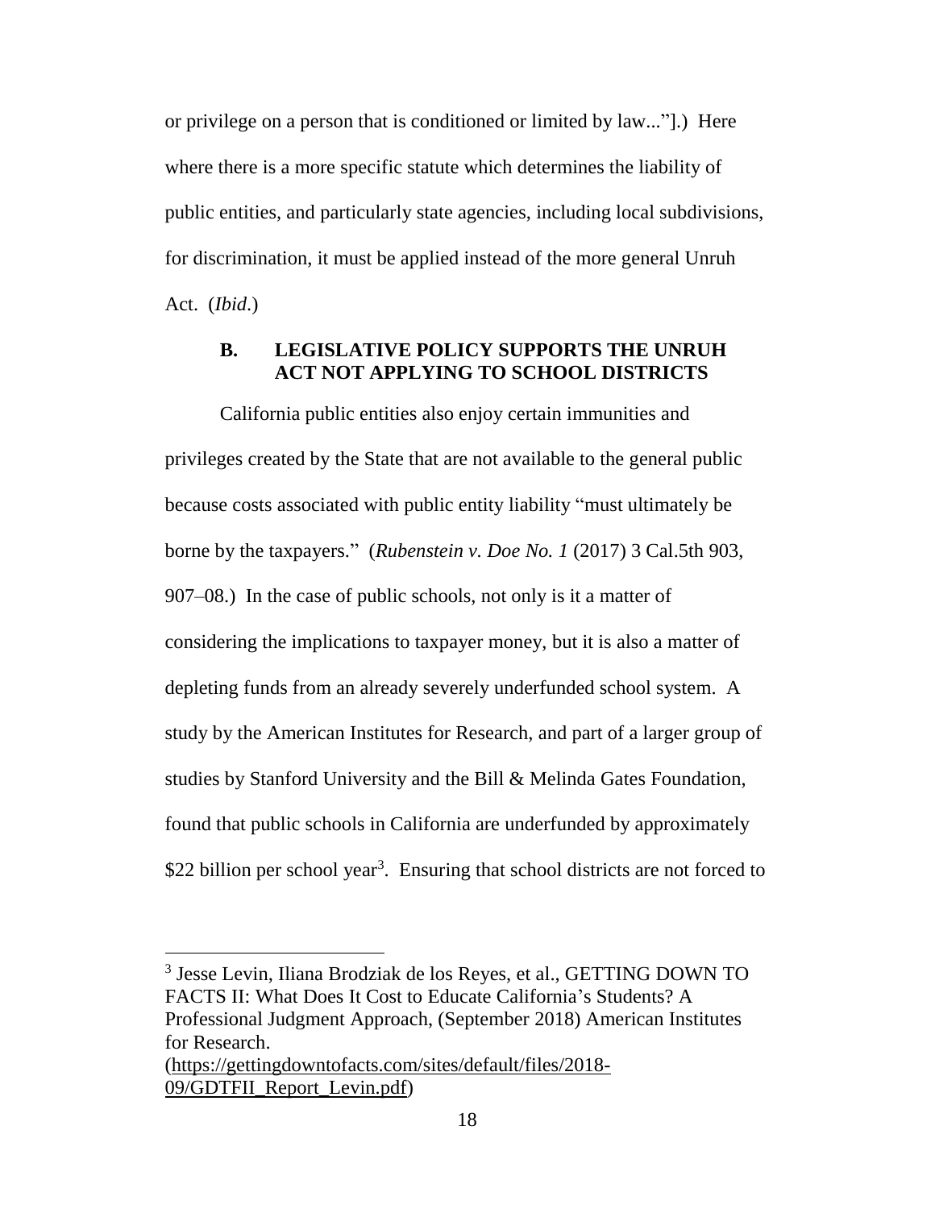or privilege on a person that is conditioned or limited by law..."].) Here where there is a more specific statute which determines the liability of public entities, and particularly state agencies, including local subdivisions, for discrimination, it must be applied instead of the more general Unruh Act. (*Ibid*.)

### B. LEGISLATIVE POLICY SUPPORTS THE UNRUH ACT NOT APPLYING TO SCHOOL DISTRICTS

California public entities also enjoy certain immunities and privileges created by the State that are not available to the general public because costs associated with public entity liability "must ultimately be borne by the taxpayers." (*Rubenstein v. Doe No. 1* (2017) 3 Cal.5th 903, 907–08.) In the case of public schools, not only is it a matter of considering the implications to taxpayer money, but it is also a matter of depleting funds from an already severely underfunded school system. A study by the American Institutes for Research, and part of a larger group of studies by Stanford University and the Bill & Melinda Gates Foundation, found that public schools in California are underfunded by approximately $22 billion per school year[3]. Ensuring that school districts are not forced to

---

[3] Jesse Levin, Iliana Brodziak de los Reyes, et al., GETTING DOWN TO FACTS II: What Does It Cost to Educate California's Students? A Professional Judgment Approach, (September 2018) American Institutes for Research. (https://gettingdowntofacts.com/sites/default/files/2018-09/GDTFII_Report_Levin.pdf)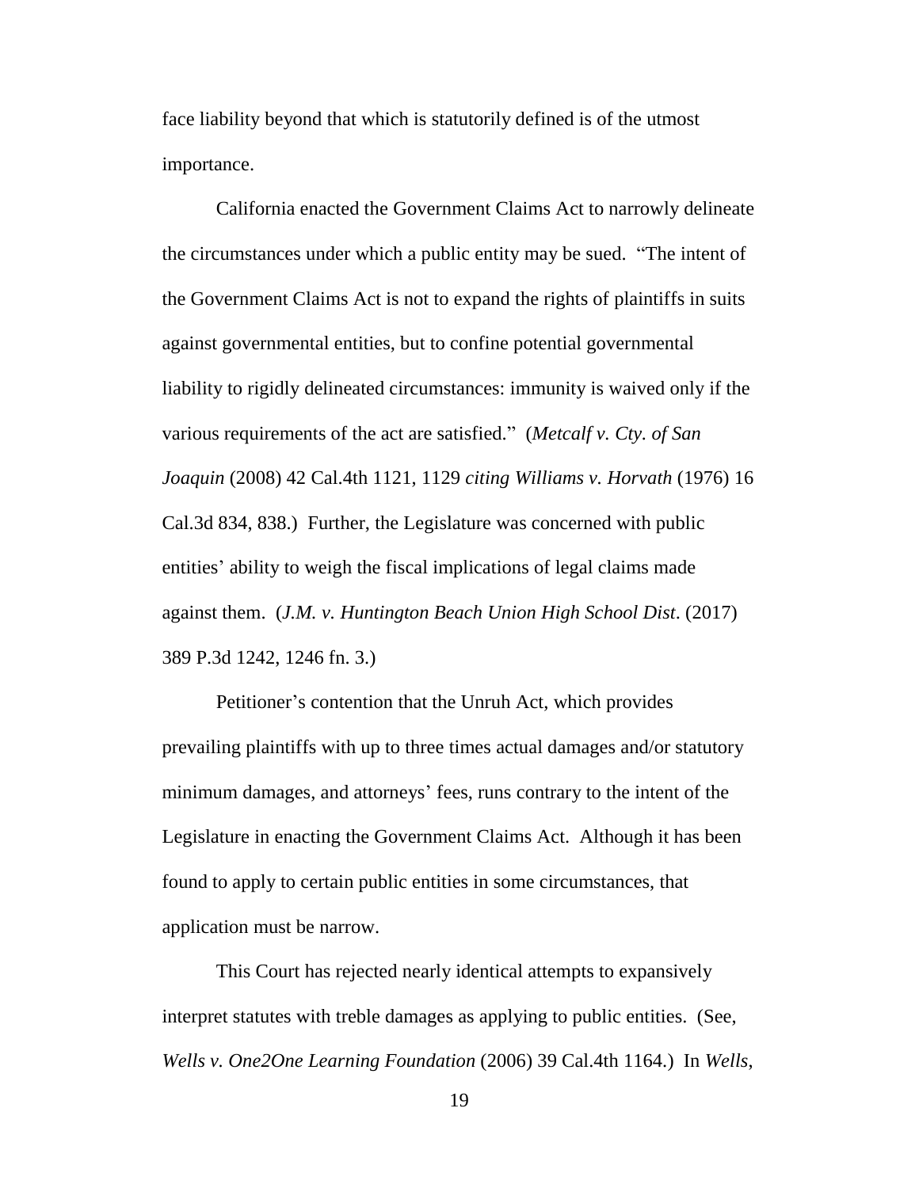face liability beyond that which is statutorily defined is of the utmost importance.

California enacted the Government Claims Act to narrowly delineate the circumstances under which a public entity may be sued. "The intent of the Government Claims Act is not to expand the rights of plaintiffs in suits against governmental entities, but to confine potential governmental liability to rigidly delineated circumstances: immunity is waived only if the various requirements of the act are satisfied." (*Metcalf v. Cty. of San Joaquin* (2008) 42 Cal.4th 1121, 1129 *citing Williams v. Horvath* (1976) 16 Cal.3d 834, 838.) Further, the Legislature was concerned with public entities' ability to weigh the fiscal implications of legal claims made against them. (*J.M. v. Huntington Beach Union High School Dist*. (2017) 389 P.3d 1242, 1246 fn. 3.)

Petitioner's contention that the Unruh Act, which provides prevailing plaintiffs with up to three times actual damages and/or statutory minimum damages, and attorneys' fees, runs contrary to the intent of the Legislature in enacting the Government Claims Act. Although it has been found to apply to certain public entities in some circumstances, that application must be narrow.

This Court has rejected nearly identical attempts to expansively interpret statutes with treble damages as applying to public entities. (See, *Wells v. One2One Learning Foundation* (2006) 39 Cal.4th 1164.) In *Wells*,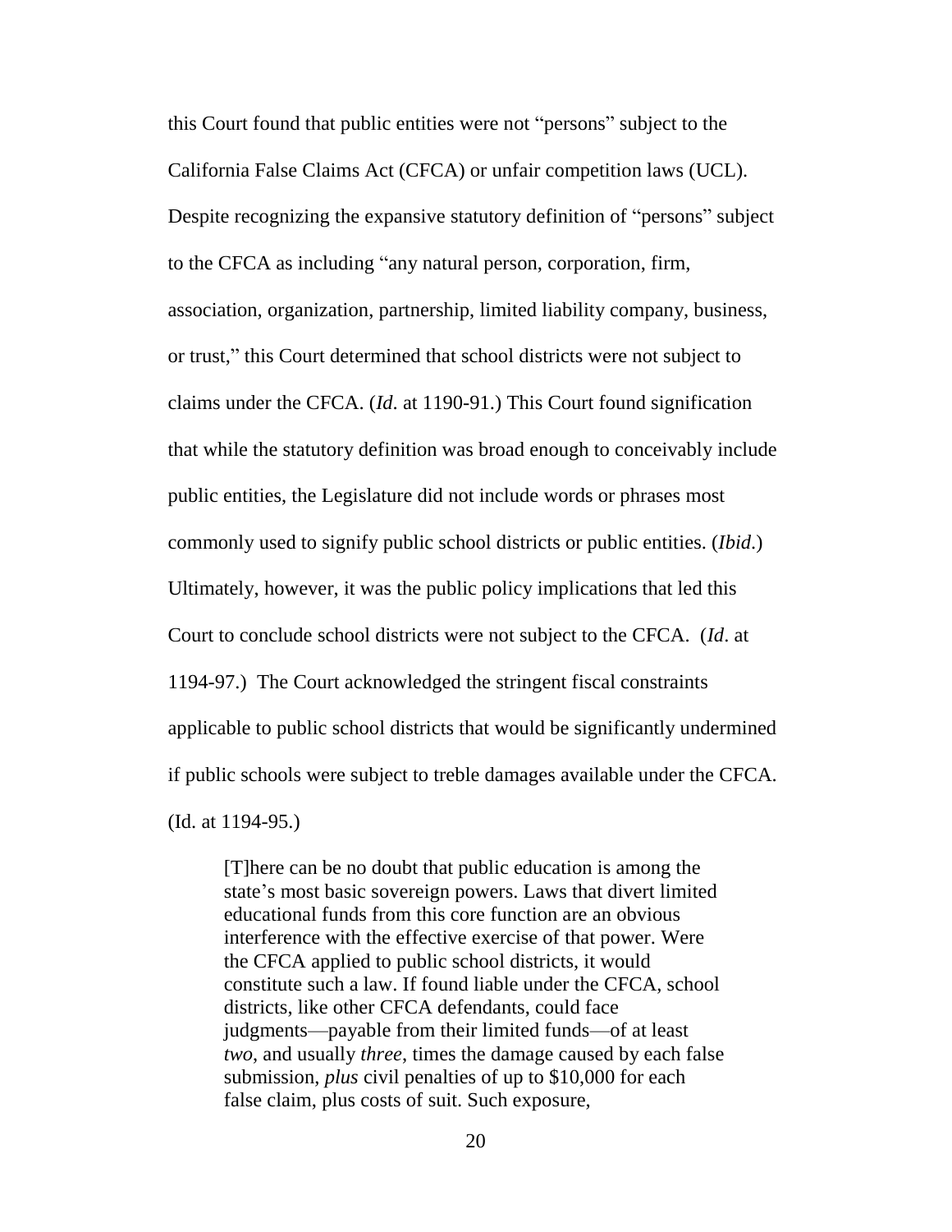this Court found that public entities were not "persons" subject to the California False Claims Act (CFCA) or unfair competition laws (UCL). Despite recognizing the expansive statutory definition of "persons" subject to the CFCA as including "any natural person, corporation, firm, association, organization, partnership, limited liability company, business, or trust," this Court determined that school districts were not subject to claims under the CFCA. (*Id.* at 1190-91.) This Court found signification that while the statutory definition was broad enough to conceivably include public entities, the Legislature did not include words or phrases most commonly used to signify public school districts or public entities. (*Ibid.*) Ultimately, however, it was the public policy implications that led this Court to conclude school districts were not subject to the CFCA. (*Id*. at 1194-97.) The Court acknowledged the stringent fiscal constraints applicable to public school districts that would be significantly undermined if public schools were subject to treble damages available under the CFCA. (Id. at 1194-95.)

> [T]here can be no doubt that public education is among the state's most basic sovereign powers. Laws that divert limited educational funds from this core function are an obvious interference with the effective exercise of that power. Were the CFCA applied to public school districts, it would constitute such a law. If found liable under the CFCA, school districts, like other CFCA defendants, could face judgments—payable from their limited funds—of at least *two*, and usually *three*, times the damage caused by each false submission, *plus* civil penalties of up to $10,000 for each false claim, plus costs of suit. Such exposure,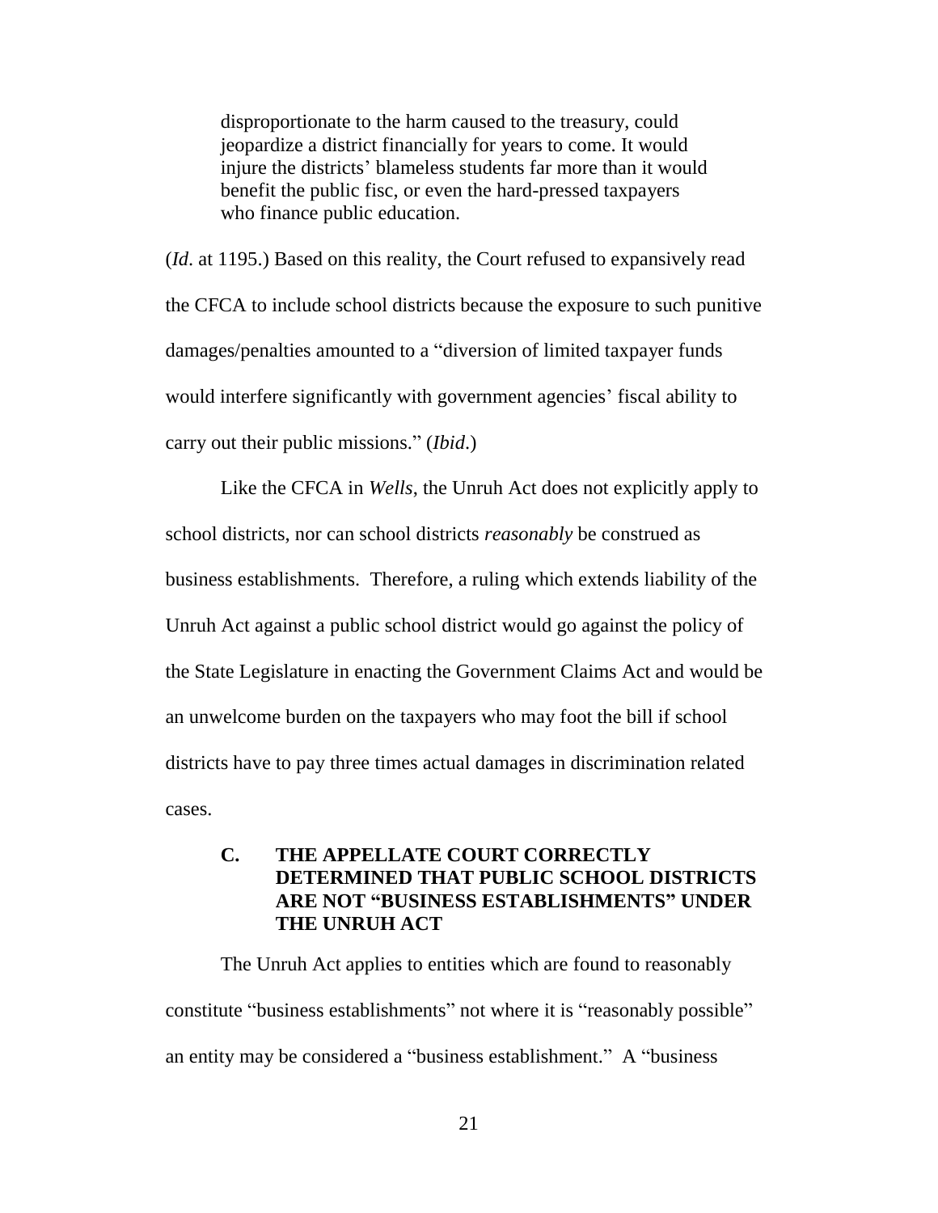> disproportionate to the harm caused to the treasury, could jeopardize a district financially for years to come. It would injure the districts' blameless students far more than it would benefit the public fisc, or even the hard-pressed taxpayers who finance public education.

(*Id*. at 1195.) Based on this reality, the Court refused to expansively read the CFCA to include school districts because the exposure to such punitive damages/penalties amounted to a "diversion of limited taxpayer funds would interfere significantly with government agencies' fiscal ability to carry out their public missions." (*Ibid*.)

Like the CFCA in *Wells*, the Unruh Act does not explicitly apply to school districts, nor can school districts *reasonably* be construed as business establishments. Therefore, a ruling which extends liability of the Unruh Act against a public school district would go against the policy of the State Legislature in enacting the Government Claims Act and would be an unwelcome burden on the taxpayers who may foot the bill if school districts have to pay three times actual damages in discrimination related cases.

### C. THE APPELLATE COURT CORRECTLY DETERMINED THAT PUBLIC SCHOOL DISTRICTS ARE NOT "BUSINESS ESTABLISHMENTS" UNDER THE UNRUH ACT

The Unruh Act applies to entities which are found to reasonably constitute "business establishments" not where it is "reasonably possible" an entity may be considered a "business establishment." A "business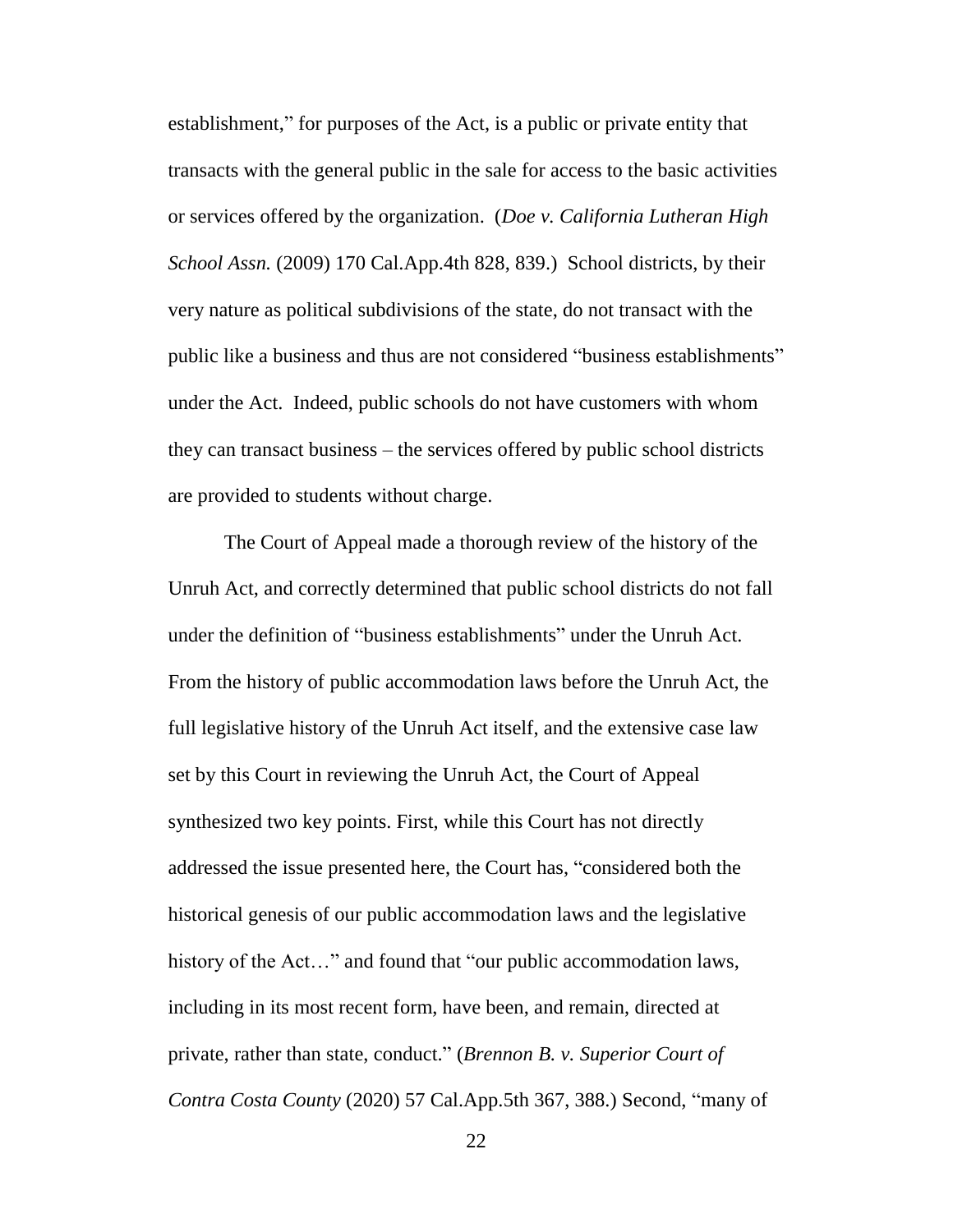establishment," for purposes of the Act, is a public or private entity that transacts with the general public in the sale for access to the basic activities or services offered by the organization. (*Doe v. California Lutheran High School Assn.* (2009) 170 Cal.App.4th 828, 839.) School districts, by their very nature as political subdivisions of the state, do not transact with the public like a business and thus are not considered "business establishments" under the Act. Indeed, public schools do not have customers with whom they can transact business – the services offered by public school districts are provided to students without charge.

The Court of Appeal made a thorough review of the history of the Unruh Act, and correctly determined that public school districts do not fall under the definition of "business establishments" under the Unruh Act. From the history of public accommodation laws before the Unruh Act, the full legislative history of the Unruh Act itself, and the extensive case law set by this Court in reviewing the Unruh Act, the Court of Appeal synthesized two key points. First, while this Court has not directly addressed the issue presented here, the Court has, "considered both the historical genesis of our public accommodation laws and the legislative history of the Act…" and found that "our public accommodation laws, including in its most recent form, have been, and remain, directed at private, rather than state, conduct." (*Brennon B. v. Superior Court of Contra Costa County* (2020) 57 Cal.App.5th 367, 388.) Second, "many of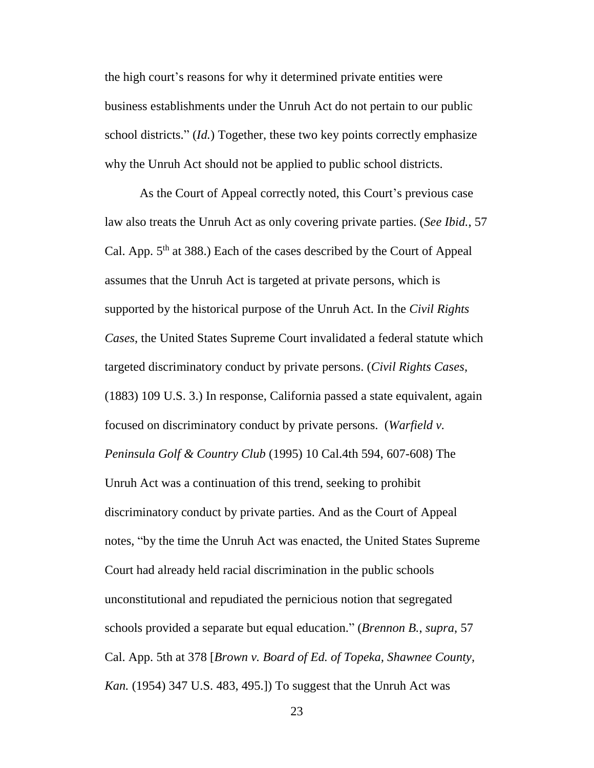the high court's reasons for why it determined private entities were business establishments under the Unruh Act do not pertain to our public school districts." (*Id.*) Together, these two key points correctly emphasize why the Unruh Act should not be applied to public school districts.

As the Court of Appeal correctly noted, this Court's previous case law also treats the Unruh Act as only covering private parties. (*See Ibid.*, 57 Cal. App. 5th at 388.) Each of the cases described by the Court of Appeal assumes that the Unruh Act is targeted at private persons, which is supported by the historical purpose of the Unruh Act. In the *Civil Rights Cases*, the United States Supreme Court invalidated a federal statute which targeted discriminatory conduct by private persons. (*Civil Rights Cases*, (1883) 109 U.S. 3.) In response, California passed a state equivalent, again focused on discriminatory conduct by private persons. (*Warfield v. Peninsula Golf & Country Club* (1995) 10 Cal.4th 594, 607-608) The Unruh Act was a continuation of this trend, seeking to prohibit discriminatory conduct by private parties. And as the Court of Appeal notes, "by the time the Unruh Act was enacted, the United States Supreme Court had already held racial discrimination in the public schools unconstitutional and repudiated the pernicious notion that segregated schools provided a separate but equal education." (*Brennon B.*, *supra*, 57 Cal. App. 5th at 378 [*Brown v. Board of Ed. of Topeka, Shawnee County, Kan.* (1954) 347 U.S. 483, 495.]) To suggest that the Unruh Act was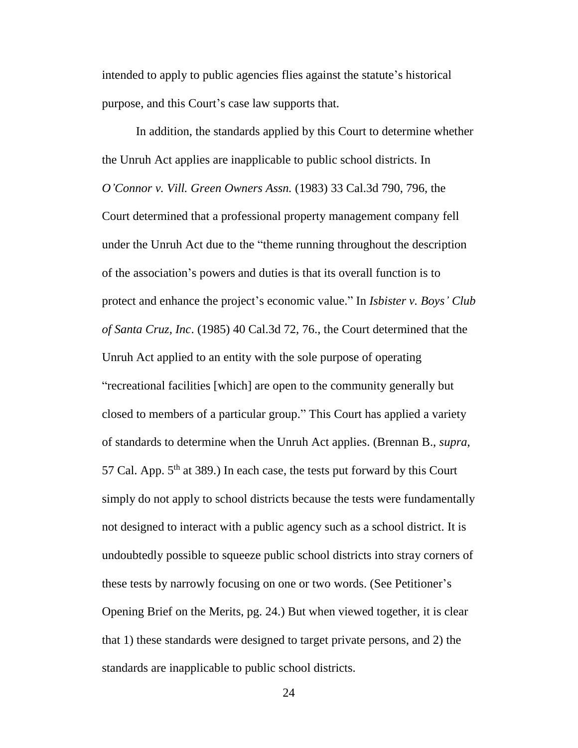intended to apply to public agencies flies against the statute's historical purpose, and this Court's case law supports that.

In addition, the standards applied by this Court to determine whether the Unruh Act applies are inapplicable to public school districts. In *O'Connor v. Vill. Green Owners Assn.* (1983) 33 Cal.3d 790, 796, the Court determined that a professional property management company fell under the Unruh Act due to the "theme running throughout the description of the association's powers and duties is that its overall function is to protect and enhance the project's economic value." In *Isbister v. Boys' Club of Santa Cruz, Inc*. (1985) 40 Cal.3d 72, 76., the Court determined that the Unruh Act applied to an entity with the sole purpose of operating "recreational facilities [which] are open to the community generally but closed to members of a particular group." This Court has applied a variety of standards to determine when the Unruh Act applies. (Brennan B., *supra*, 57 Cal. App. 5th at 389.) In each case, the tests put forward by this Court simply do not apply to school districts because the tests were fundamentally not designed to interact with a public agency such as a school district. It is undoubtedly possible to squeeze public school districts into stray corners of these tests by narrowly focusing on one or two words. (See Petitioner's Opening Brief on the Merits, pg. 24.) But when viewed together, it is clear that 1) these standards were designed to target private persons, and 2) the standards are inapplicable to public school districts.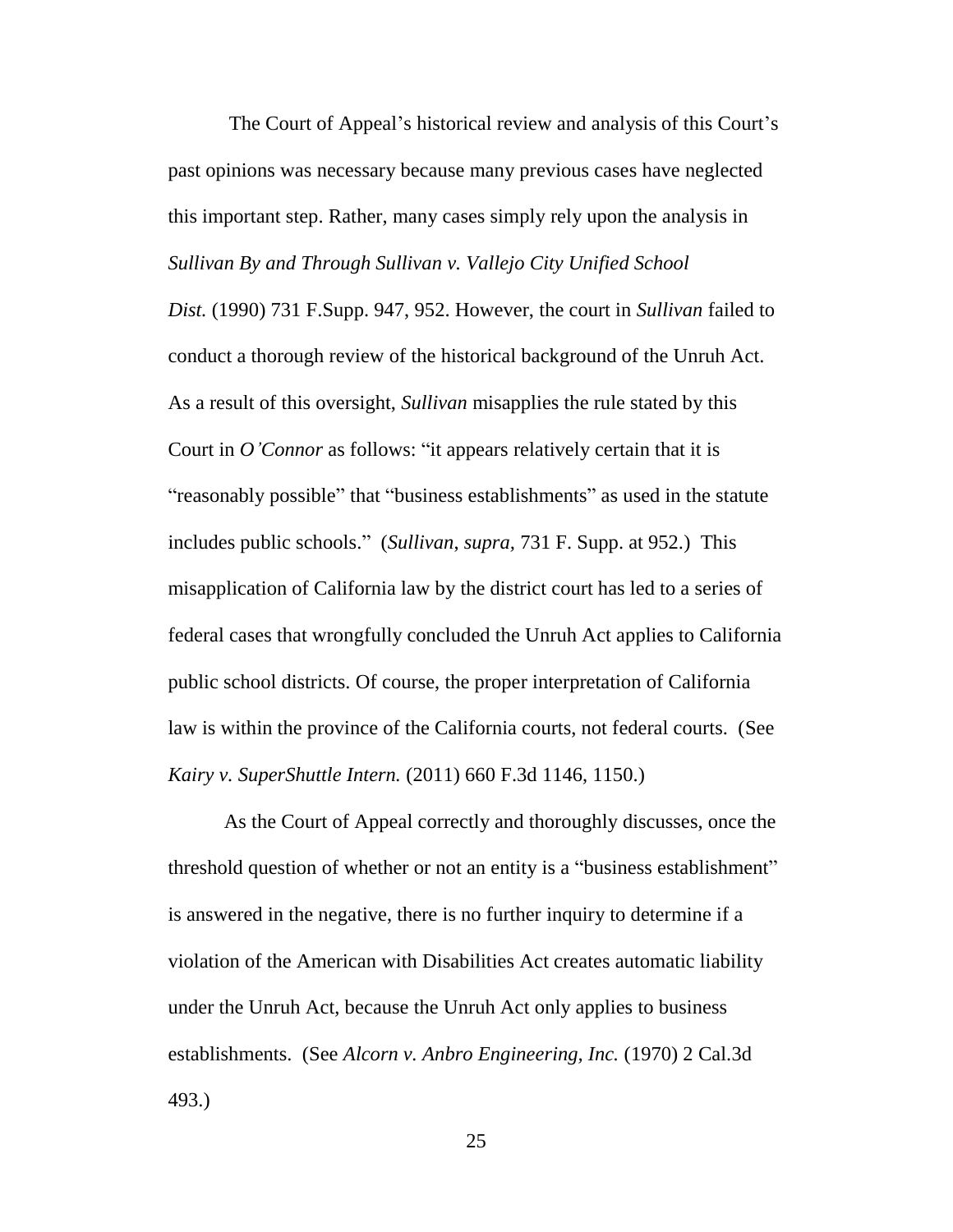The Court of Appeal's historical review and analysis of this Court's past opinions was necessary because many previous cases have neglected this important step. Rather, many cases simply rely upon the analysis in *Sullivan By and Through Sullivan v. Vallejo City Unified School Dist.* (1990) 731 F.Supp. 947, 952. However, the court in *Sullivan* failed to conduct a thorough review of the historical background of the Unruh Act. As a result of this oversight, *Sullivan* misapplies the rule stated by this Court in *O'Connor* as follows: "it appears relatively certain that it is "reasonably possible" that "business establishments" as used in the statute includes public schools." (*Sullivan*, *supra,* 731 F. Supp. at 952.) This misapplication of California law by the district court has led to a series of federal cases that wrongfully concluded the Unruh Act applies to California public school districts. Of course, the proper interpretation of California law is within the province of the California courts, not federal courts. (See *Kairy v. SuperShuttle Intern.* (2011) 660 F.3d 1146, 1150.)

As the Court of Appeal correctly and thoroughly discusses, once the threshold question of whether or not an entity is a "business establishment" is answered in the negative, there is no further inquiry to determine if a violation of the American with Disabilities Act creates automatic liability under the Unruh Act, because the Unruh Act only applies to business establishments. (See *Alcorn v. Anbro Engineering, Inc.* (1970) 2 Cal.3d 493.)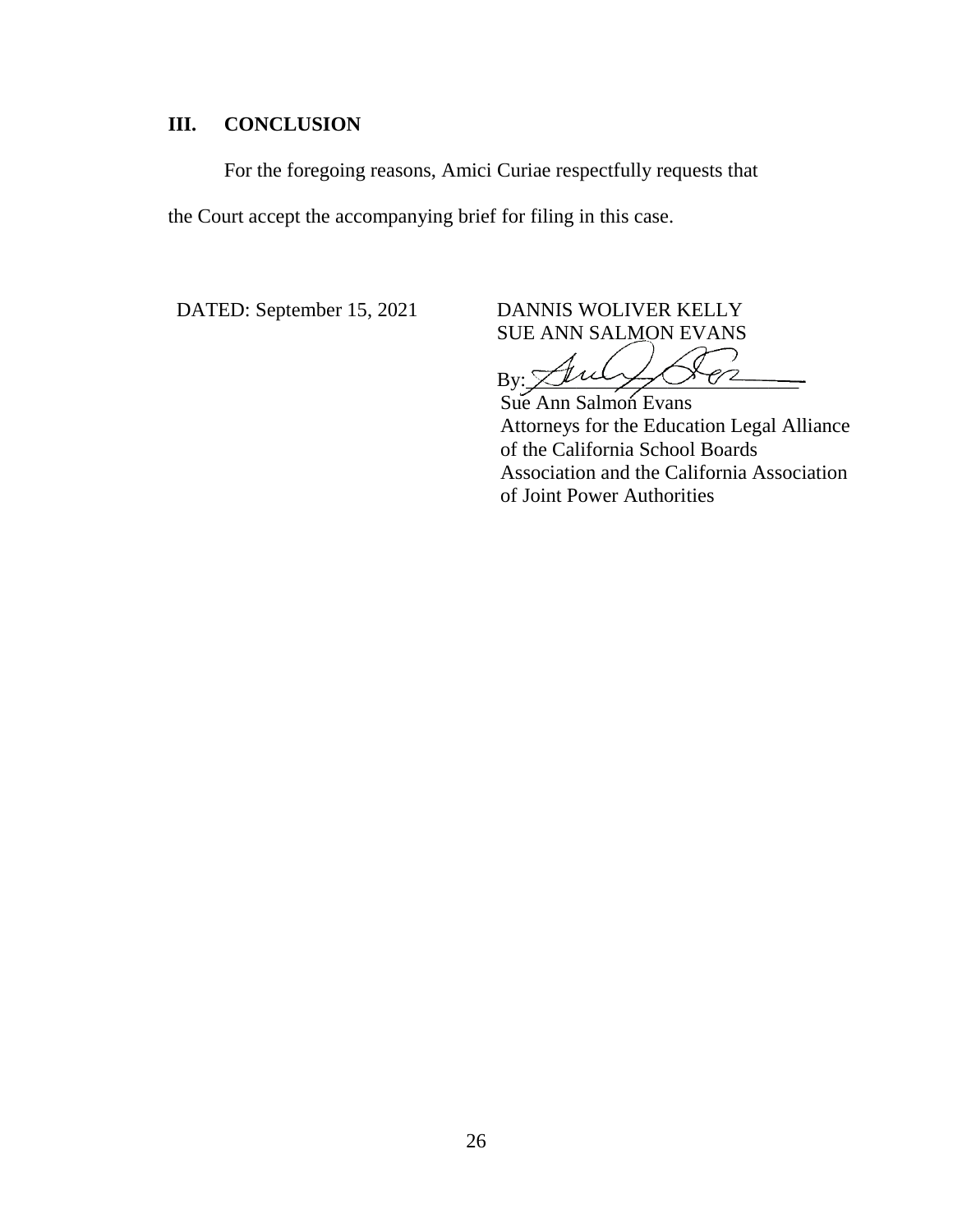## III. CONCLUSION

For the foregoing reasons, Amici Curiae respectfully requests that the Court accept the accompanying brief for filing in this case.

DATED: September 15, 2021

DANNIS WOLIVER KELLY
SUE ANN SALMON EVANS

By: ______________________

Sue Ann Salmon Evans
Attorneys for the Education Legal Alliance of the California School Boards Association and the California Association of Joint Power Authorities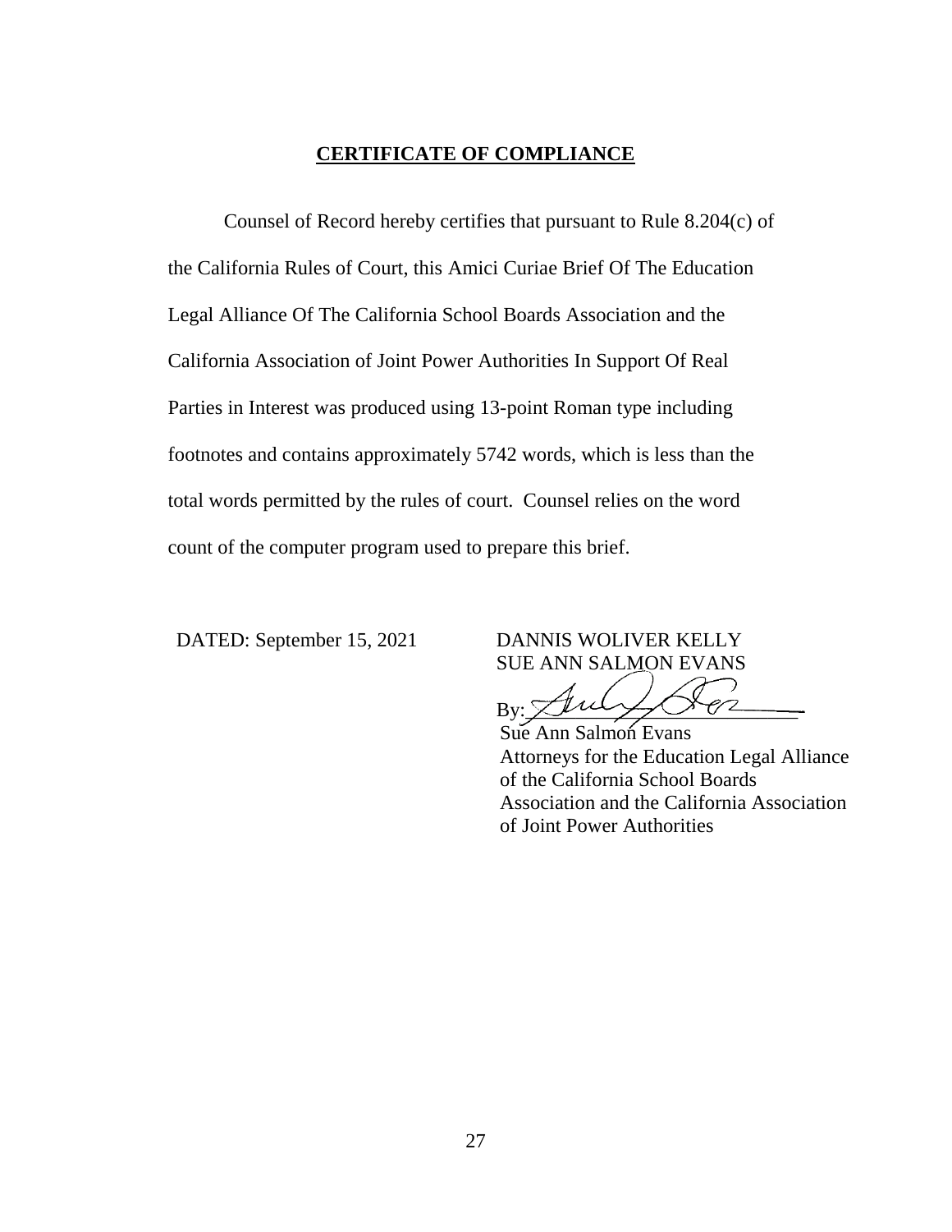## **CERTIFICATE OF COMPLIANCE**

Counsel of Record hereby certifies that pursuant to Rule 8.204(c) of the California Rules of Court, this Amici Curiae Brief Of The Education Legal Alliance Of The California School Boards Association and the California Association of Joint Power Authorities In Support Of Real Parties in Interest was produced using 13-point Roman type including footnotes and contains approximately 5742 words, which is less than the total words permitted by the rules of court. Counsel relies on the word count of the computer program used to prepare this brief.

DATED: September 15, 2021

DANNIS WOLIVER KELLY
SUE ANN SALMON EVANS

By: ______________________
Sue Ann Salmon Evans
Attorneys for the Education Legal Alliance of the California School Boards Association and the California Association of Joint Power Authorities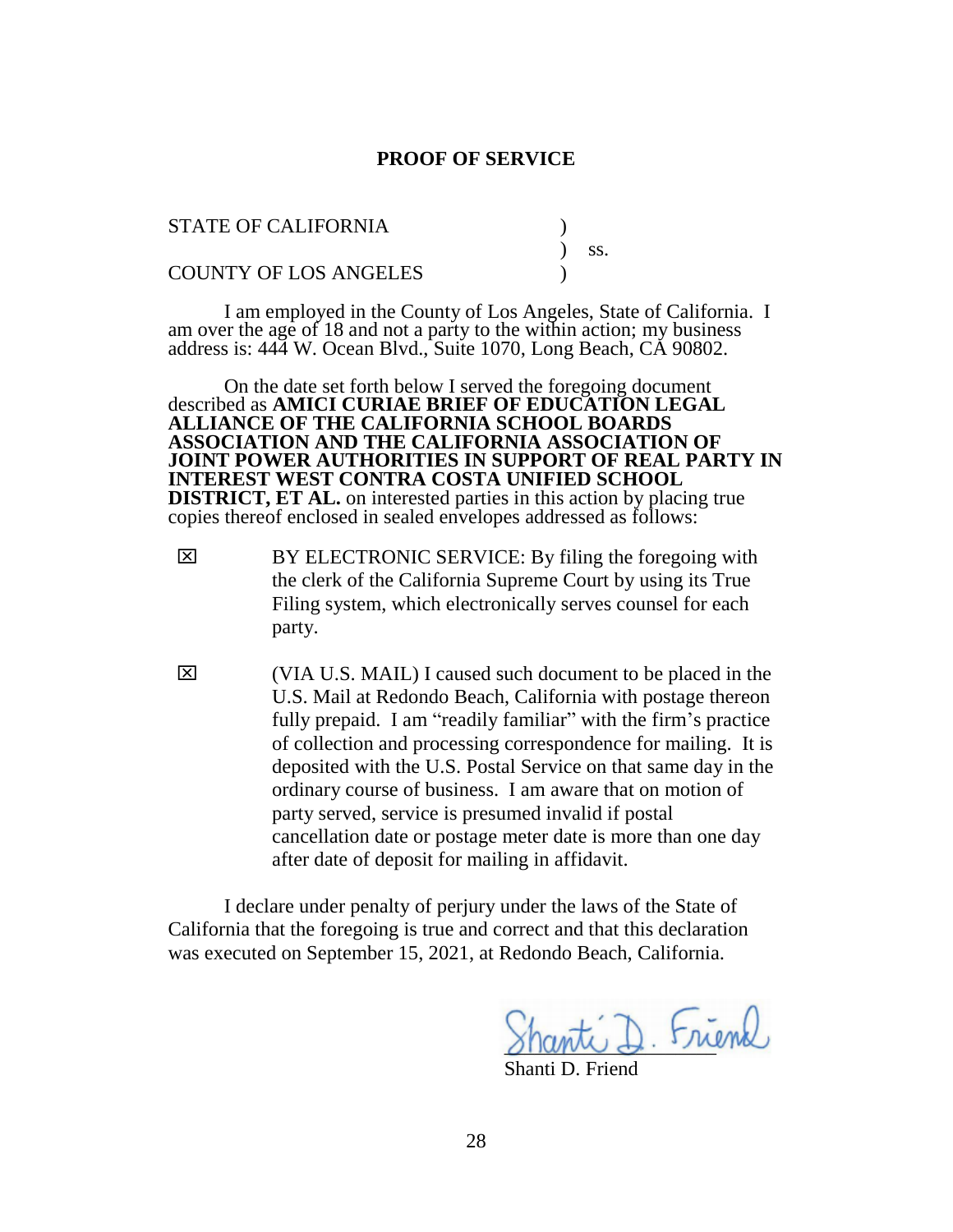# PROOF OF SERVICE

STATE OF CALIFORNIA )
) ss.
COUNTY OF LOS ANGELES )

I am employed in the County of Los Angeles, State of California. I am over the age of 18 and not a party to the within action; my business address is: 444 W. Ocean Blvd., Suite 1070, Long Beach, CA 90802.

On the date set forth below I served the foregoing document described as **AMICI CURIAE BRIEF OF EDUCATION LEGAL ALLIANCE OF THE CALIFORNIA SCHOOL BOARDS ASSOCIATION AND THE CALIFORNIA ASSOCIATION OF JOINT POWER AUTHORITIES IN SUPPORT OF REAL PARTY IN INTEREST WEST CONTRA COSTA UNIFIED SCHOOL DISTRICT, ET AL.** on interested parties in this action by placing true copies thereof enclosed in sealed envelopes addressed as follows:

☒ BY ELECTRONIC SERVICE: By filing the foregoing with the clerk of the California Supreme Court by using its True Filing system, which electronically serves counsel for each party.

☒ (VIA U.S. MAIL) I caused such document to be placed in the U.S. Mail at Redondo Beach, California with postage thereon fully prepaid. I am "readily familiar" with the firm's practice of collection and processing correspondence for mailing. It is deposited with the U.S. Postal Service on that same day in the ordinary course of business. I am aware that on motion of party served, service is presumed invalid if postal cancellation date or postage meter date is more than one day after date of deposit for mailing in affidavit.

I declare under penalty of perjury under the laws of the State of California that the foregoing is true and correct and that this declaration was executed on September 15, 2021, at Redondo Beach, California.

Shanti D. Friend

Shanti D. Friend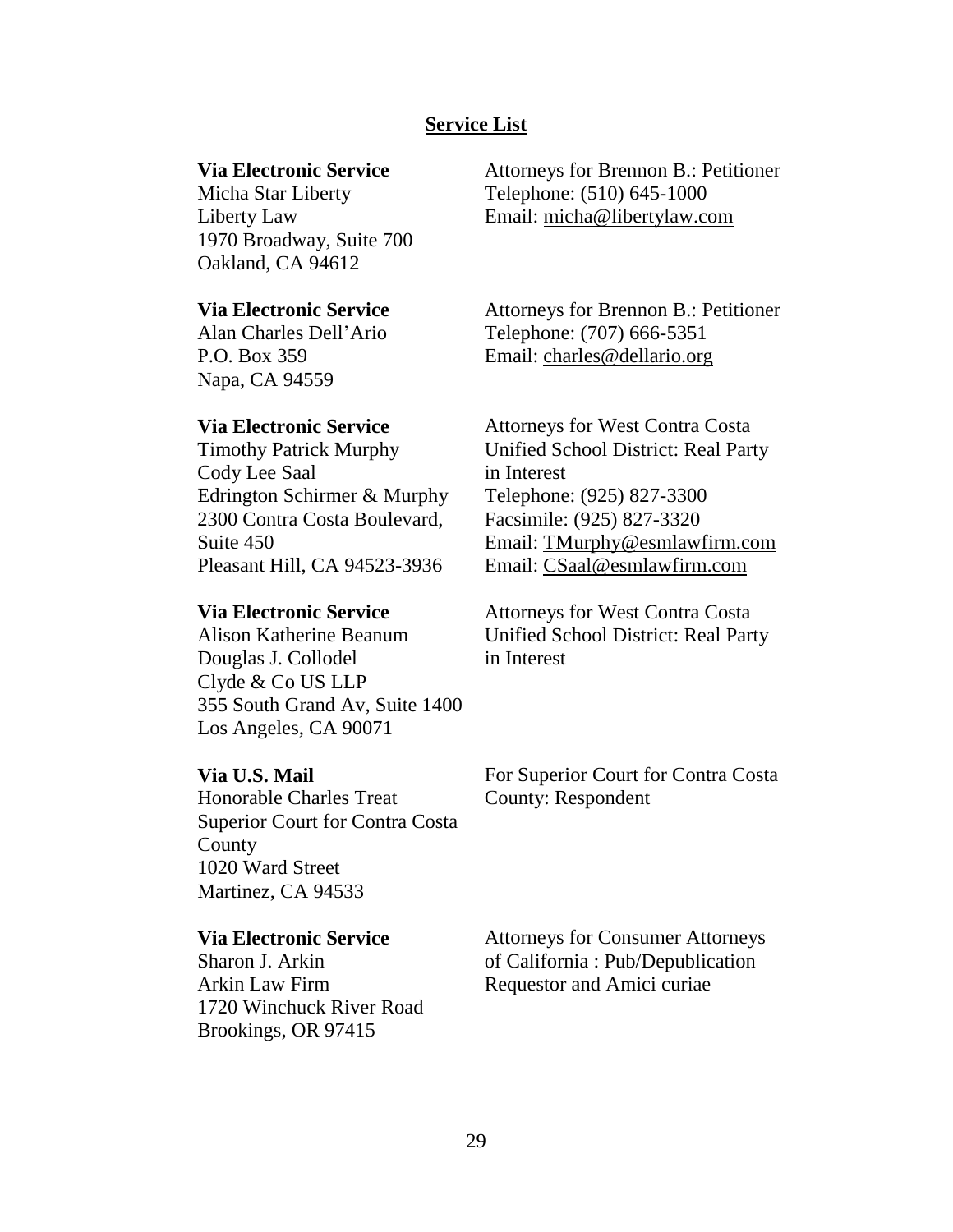## **Service List**

| | |
|---|---|
| **Via Electronic Service**<br>Micha Star Liberty<br>Liberty Law<br>1970 Broadway, Suite 700<br>Oakland, CA 94612 | Attorneys for Brennon B.: Petitioner<br>Telephone: (510) 645-1000<br>Email: micha@libertylaw.com |
| **Via Electronic Service**<br>Alan Charles Dell'Ario<br>P.O. Box 359<br>Napa, CA 94559 | Attorneys for Brennon B.: Petitioner<br>Telephone: (707) 666-5351<br>Email: charles@dellario.org |
| **Via Electronic Service**<br>Timothy Patrick Murphy<br>Cody Lee Saal<br>Edrington Schirmer & Murphy<br>2300 Contra Costa Boulevard, Suite 450<br>Pleasant Hill, CA 94523-3936 | Attorneys for West Contra Costa Unified School District: Real Party in Interest<br>Telephone: (925) 827-3300<br>Facsimile: (925) 827-3320<br>Email: TMurphy@esmlawfirm.com<br>Email: CSaal@esmlawfirm.com |
| **Via Electronic Service**<br>Alison Katherine Beanum<br>Douglas J. Collodel<br>Clyde & Co US LLP<br>355 South Grand Av, Suite 1400<br>Los Angeles, CA 90071 | Attorneys for West Contra Costa Unified School District: Real Party in Interest |
| **Via U.S. Mail**<br>Honorable Charles Treat<br>Superior Court for Contra Costa County<br>1020 Ward Street<br>Martinez, CA 94533 | For Superior Court for Contra Costa County: Respondent |
| **Via Electronic Service**<br>Sharon J. Arkin<br>Arkin Law Firm<br>1720 Winchuck River Road<br>Brookings, OR 97415 | Attorneys for Consumer Attorneys of California : Pub/Depublication Requestor and Amici curiae |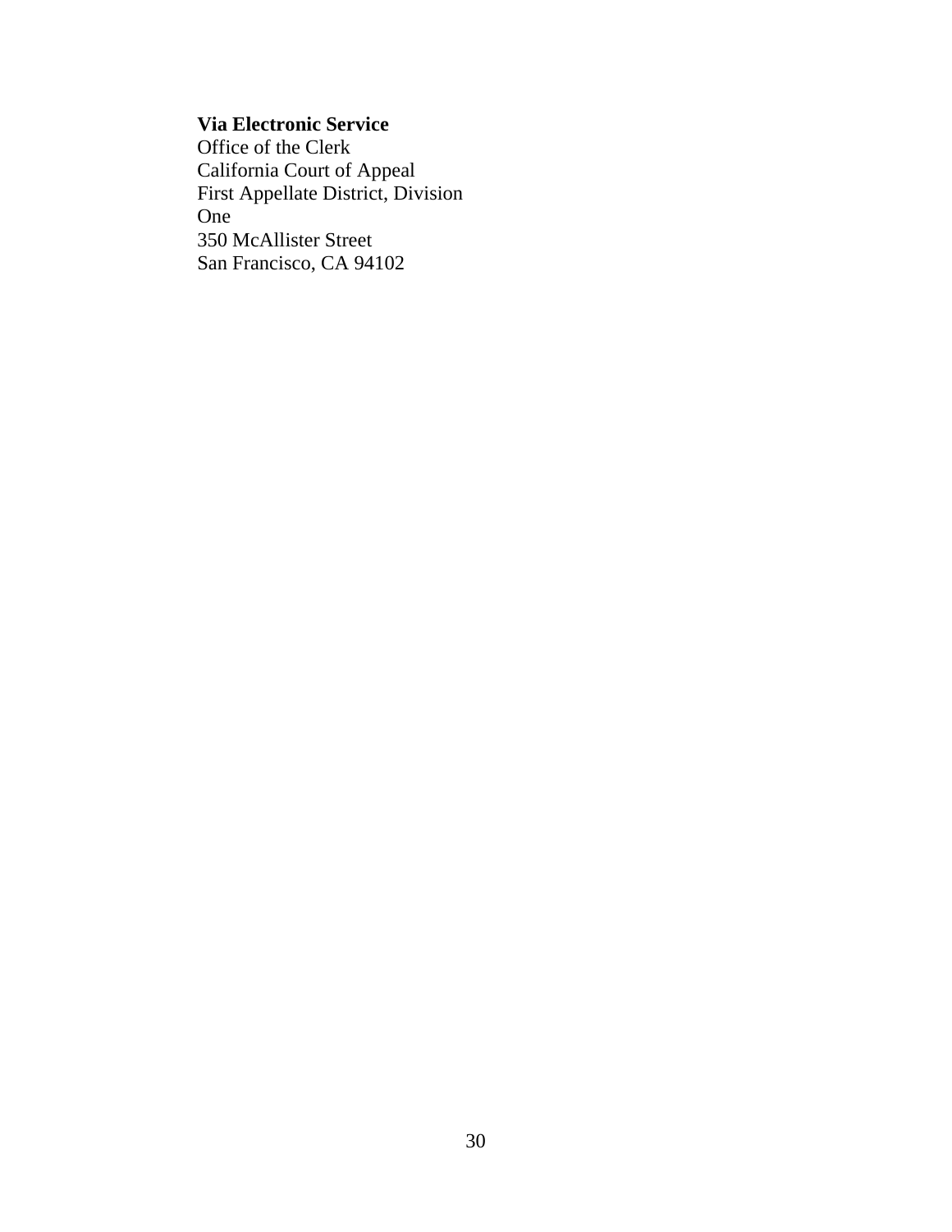**Via Electronic Service**
Office of the Clerk
California Court of Appeal
First Appellate District, Division
One
350 McAllister Street
San Francisco, CA 94102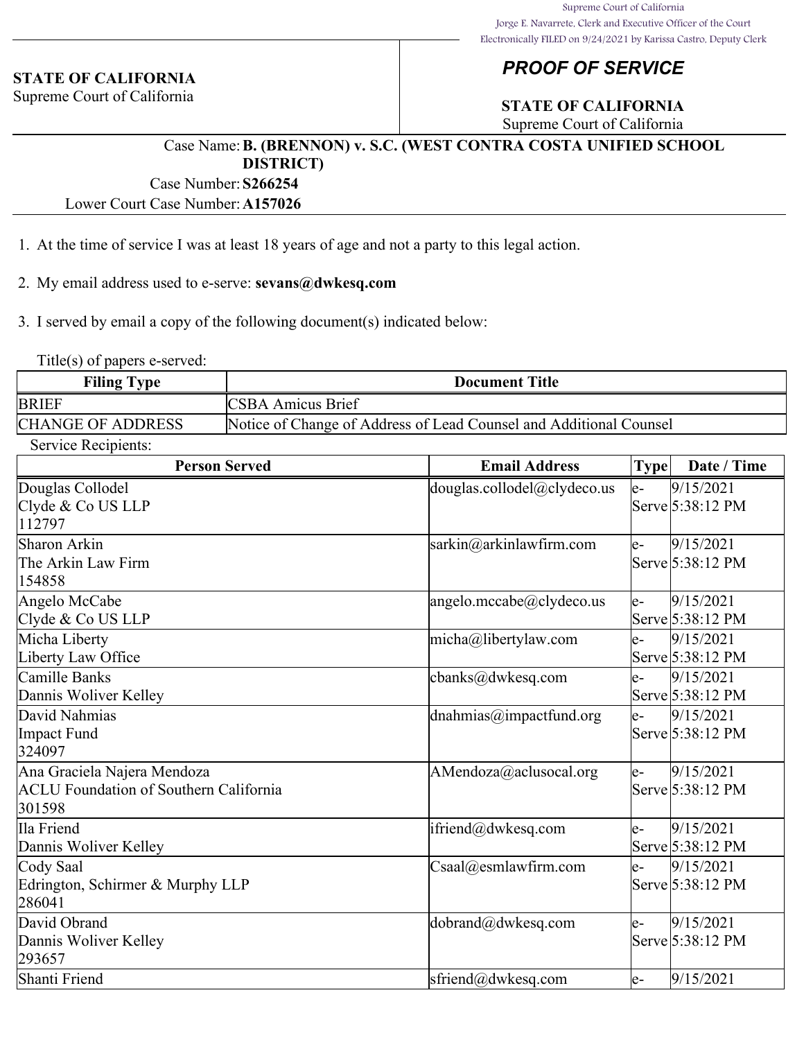Supreme Court of California
Jorge E. Navarrete, Clerk and Executive Officer of the Court
Electronically FILED on 9/24/2021 by Karissa Castro, Deputy Clerk

**STATE OF CALIFORNIA**
Supreme Court of California

# *PROOF OF SERVICE*

**STATE OF CALIFORNIA**
Supreme Court of California

Case Name: **B. (BRENNON) v. S.C. (WEST CONTRA COSTA UNIFIED SCHOOL DISTRICT)**
Case Number: **S266254**
Lower Court Case Number: **A157026**

1. At the time of service I was at least 18 years of age and not a party to this legal action.

2. My email address used to e-serve: **sevans@dwkesq.com**

3. I served by email a copy of the following document(s) indicated below:

Title(s) of papers e-served:

| Filing Type | Document Title |
|---|---|
| BRIEF | CSBA Amicus Brief |
| CHANGE OF ADDRESS | Notice of Change of Address of Lead Counsel and Additional Counsel |

Service Recipients:

| Person Served | Email Address | Type | Date / Time |
|---|---|---|---|
| Douglas Collodel<br>Clyde & Co US LLP<br>112797 | douglas.collodel@clydeco.us | e-Serve | 9/15/2021 5:38:12 PM |
| Sharon Arkin<br>The Arkin Law Firm<br>154858 | sarkin@arkinlawfirm.com | e-Serve | 9/15/2021 5:38:12 PM |
| Angelo McCabe<br>Clyde & Co US LLP | angelo.mccabe@clydeco.us | e-Serve | 9/15/2021 5:38:12 PM |
| Micha Liberty<br>Liberty Law Office | micha@libertylaw.com | e-Serve | 9/15/2021 5:38:12 PM |
| Camille Banks<br>Dannis Woliver Kelley | cbanks@dwkesq.com | e-Serve | 9/15/2021 5:38:12 PM |
| David Nahmias<br>Impact Fund<br>324097 | dnahmias@impactfund.org | e-Serve | 9/15/2021 5:38:12 PM |
| Ana Graciela Najera Mendoza<br>ACLU Foundation of Southern California<br>301598 | AMendoza@aclusocal.org | e-Serve | 9/15/2021 5:38:12 PM |
| Ila Friend<br>Dannis Woliver Kelley | ifriend@dwkesq.com | e-Serve | 9/15/2021 5:38:12 PM |
| Cody Saal<br>Edrington, Schirmer & Murphy LLP<br>286041 | Csaal@esmlawfirm.com | e-Serve | 9/15/2021 5:38:12 PM |
| David Obrand<br>Dannis Woliver Kelley<br>293657 | dobrand@dwkesq.com | e-Serve | 9/15/2021 5:38:12 PM |
| Shanti Friend | sfriend@dwkesq.com | e- | 9/15/2021 |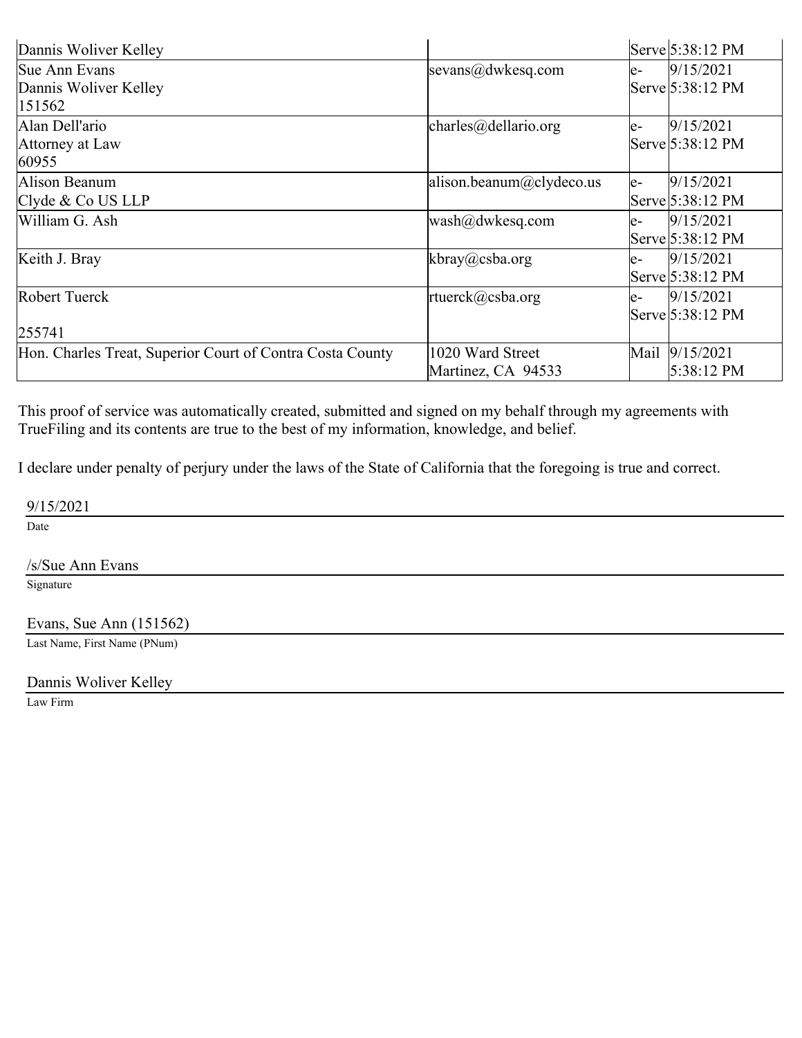| | | | |
|---|---|---|---|
| Dannis Woliver Kelley | | Serve | 5:38:12 PM |
| Sue Ann Evans<br>Dannis Woliver Kelley<br>151562 | sevans@dwkesq.com | e-Serve | 9/15/2021<br>5:38:12 PM |
| Alan Dell'ario<br>Attorney at Law<br>60955 | charles@dellario.org | e-Serve | 9/15/2021<br>5:38:12 PM |
| Alison Beanum<br>Clyde & Co US LLP | alison.beanum@clydeco.us | e-Serve | 9/15/2021<br>5:38:12 PM |
| William G. Ash | wash@dwkesq.com | e-Serve | 9/15/2021<br>5:38:12 PM |
| Keith J. Bray | kbray@csba.org | e-Serve | 9/15/2021<br>5:38:12 PM |
| Robert Tuerck<br><br>255741 | rtuerck@csba.org | e-Serve | 9/15/2021<br>5:38:12 PM |
| Hon. Charles Treat, Superior Court of Contra Costa County | 1020 Ward Street<br>Martinez, CA 94533 | Mail | 9/15/2021<br>5:38:12 PM |

This proof of service was automatically created, submitted and signed on my behalf through my agreements with TrueFiling and its contents are true to the best of my information, knowledge, and belief.

I declare under penalty of perjury under the laws of the State of California that the foregoing is true and correct.

9/15/2021
Date

/s/Sue Ann Evans
Signature

Evans, Sue Ann (151562)
Last Name, First Name (PNum)

Dannis Woliver Kelley
Law Firm